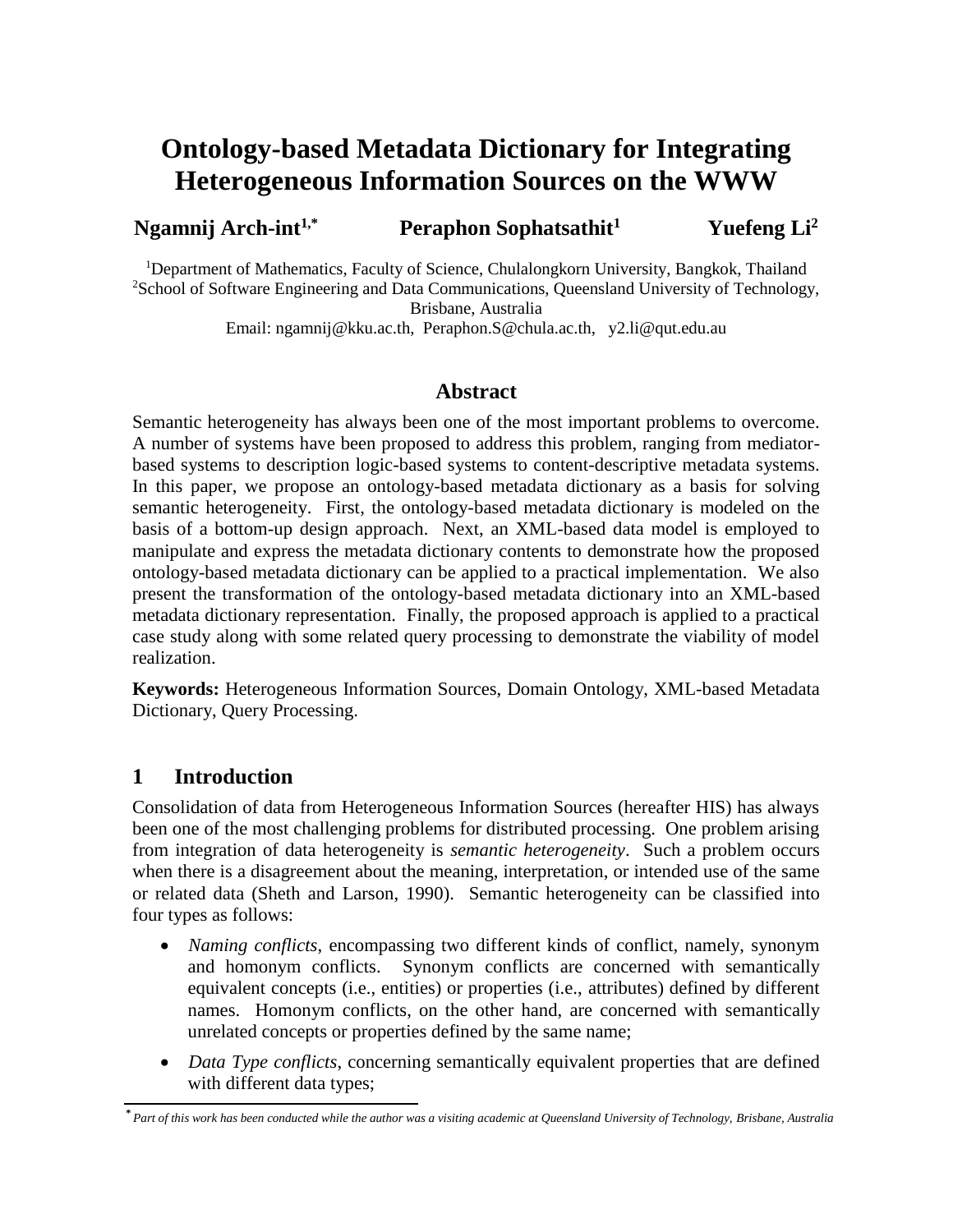# Ontology-based Metadata Dictionary for Integrating Heterogeneous Information Sources on the WWW

**Ngamnij Arch-int[1,*]** **Peraphon Sophatsathit[1]** **Yuefeng Li[2]**

[1]Department of Mathematics, Faculty of Science, Chulalongkorn University, Bangkok, Thailand
[2]School of Software Engineering and Data Communications, Queensland University of Technology, Brisbane, Australia
Email: ngamnij@kku.ac.th, Peraphon.S@chula.ac.th, y2.li@qut.edu.au

## Abstract

Semantic heterogeneity has always been one of the most important problems to overcome. A number of systems have been proposed to address this problem, ranging from mediator-based systems to description logic-based systems to content-descriptive metadata systems. In this paper, we propose an ontology-based metadata dictionary as a basis for solving semantic heterogeneity. First, the ontology-based metadata dictionary is modeled on the basis of a bottom-up design approach. Next, an XML-based data model is employed to manipulate and express the metadata dictionary contents to demonstrate how the proposed ontology-based metadata dictionary can be applied to a practical implementation. We also present the transformation of the ontology-based metadata dictionary into an XML-based metadata dictionary representation. Finally, the proposed approach is applied to a practical case study along with some related query processing to demonstrate the viability of model realization.

**Keywords:** Heterogeneous Information Sources, Domain Ontology, XML-based Metadata Dictionary, Query Processing.

## 1 Introduction

Consolidation of data from Heterogeneous Information Sources (hereafter HIS) has always been one of the most challenging problems for distributed processing. One problem arising from integration of data heterogeneity is *semantic heterogeneity*. Such a problem occurs when there is a disagreement about the meaning, interpretation, or intended use of the same or related data (Sheth and Larson, 1990). Semantic heterogeneity can be classified into four types as follows:

- *Naming conflicts*, encompassing two different kinds of conflict, namely, synonym and homonym conflicts. Synonym conflicts are concerned with semantically equivalent concepts (i.e., entities) or properties (i.e., attributes) defined by different names. Homonym conflicts, on the other hand, are concerned with semantically unrelated concepts or properties defined by the same name;
- *Data Type conflicts*, concerning semantically equivalent properties that are defined with different data types;

[*] *Part of this work has been conducted while the author was a visiting academic at Queensland University of Technology, Brisbane, Australia*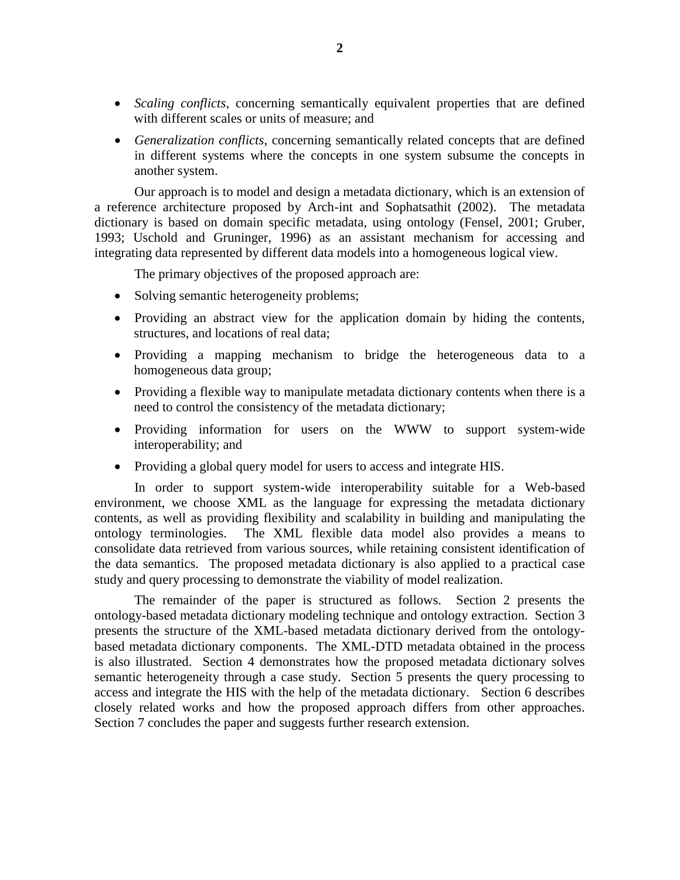- *Scaling conflicts*, concerning semantically equivalent properties that are defined with different scales or units of measure; and
- *Generalization conflicts*, concerning semantically related concepts that are defined in different systems where the concepts in one system subsume the concepts in another system.

Our approach is to model and design a metadata dictionary, which is an extension of a reference architecture proposed by Arch-int and Sophatsathit (2002). The metadata dictionary is based on domain specific metadata, using ontology (Fensel, 2001; Gruber, 1993; Uschold and Gruninger, 1996) as an assistant mechanism for accessing and integrating data represented by different data models into a homogeneous logical view.

The primary objectives of the proposed approach are:

- Solving semantic heterogeneity problems;
- Providing an abstract view for the application domain by hiding the contents, structures, and locations of real data;
- Providing a mapping mechanism to bridge the heterogeneous data to a homogeneous data group;
- Providing a flexible way to manipulate metadata dictionary contents when there is a need to control the consistency of the metadata dictionary;
- Providing information for users on the WWW to support system-wide interoperability; and
- Providing a global query model for users to access and integrate HIS.

In order to support system-wide interoperability suitable for a Web-based environment, we choose XML as the language for expressing the metadata dictionary contents, as well as providing flexibility and scalability in building and manipulating the ontology terminologies. The XML flexible data model also provides a means to consolidate data retrieved from various sources, while retaining consistent identification of the data semantics. The proposed metadata dictionary is also applied to a practical case study and query processing to demonstrate the viability of model realization.

The remainder of the paper is structured as follows. Section 2 presents the ontology-based metadata dictionary modeling technique and ontology extraction. Section 3 presents the structure of the XML-based metadata dictionary derived from the ontology-based metadata dictionary components. The XML-DTD metadata obtained in the process is also illustrated. Section 4 demonstrates how the proposed metadata dictionary solves semantic heterogeneity through a case study. Section 5 presents the query processing to access and integrate the HIS with the help of the metadata dictionary. Section 6 describes closely related works and how the proposed approach differs from other approaches. Section 7 concludes the paper and suggests further research extension.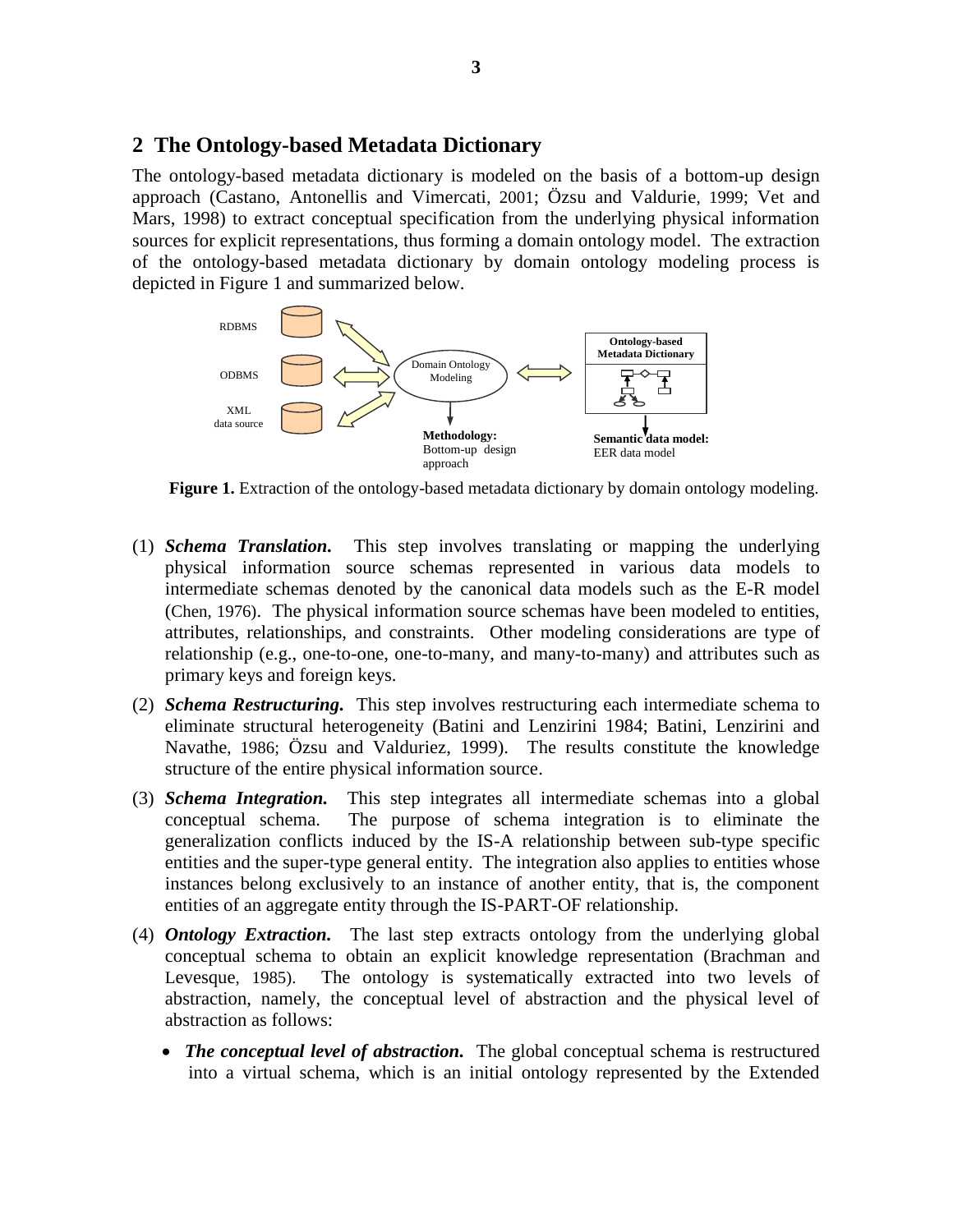## 2 The Ontology-based Metadata Dictionary

The ontology-based metadata dictionary is modeled on the basis of a bottom-up design approach (Castano, Antonellis and Vimercati, 2001; Özsu and Valdurie, 1999; Vet and Mars, 1998) to extract conceptual specification from the underlying physical information sources for explicit representations, thus forming a domain ontology model. The extraction of the ontology-based metadata dictionary by domain ontology modeling process is depicted in Figure 1 and summarized below.

**Figure 1.** Extraction of the ontology-based metadata dictionary by domain ontology modeling.

(1) ***Schema Translation.*** This step involves translating or mapping the underlying physical information source schemas represented in various data models to intermediate schemas denoted by the canonical data models such as the E-R model (Chen, 1976). The physical information source schemas have been modeled to entities, attributes, relationships, and constraints. Other modeling considerations are type of relationship (e.g., one-to-one, one-to-many, and many-to-many) and attributes such as primary keys and foreign keys.

(2) ***Schema Restructuring.*** This step involves restructuring each intermediate schema to eliminate structural heterogeneity (Batini and Lenzirini 1984; Batini, Lenzirini and Navathe, 1986; Özsu and Valduriez, 1999). The results constitute the knowledge structure of the entire physical information source.

(3) ***Schema Integration.*** This step integrates all intermediate schemas into a global conceptual schema. The purpose of schema integration is to eliminate the generalization conflicts induced by the IS-A relationship between sub-type specific entities and the super-type general entity. The integration also applies to entities whose instances belong exclusively to an instance of another entity, that is, the component entities of an aggregate entity through the IS-PART-OF relationship.

(4) ***Ontology Extraction.*** The last step extracts ontology from the underlying global conceptual schema to obtain an explicit knowledge representation (Brachman and Levesque, 1985). The ontology is systematically extracted into two levels of abstraction, namely, the conceptual level of abstraction and the physical level of abstraction as follows:

- ***The conceptual level of abstraction.*** The global conceptual schema is restructured into a virtual schema, which is an initial ontology represented by the Extended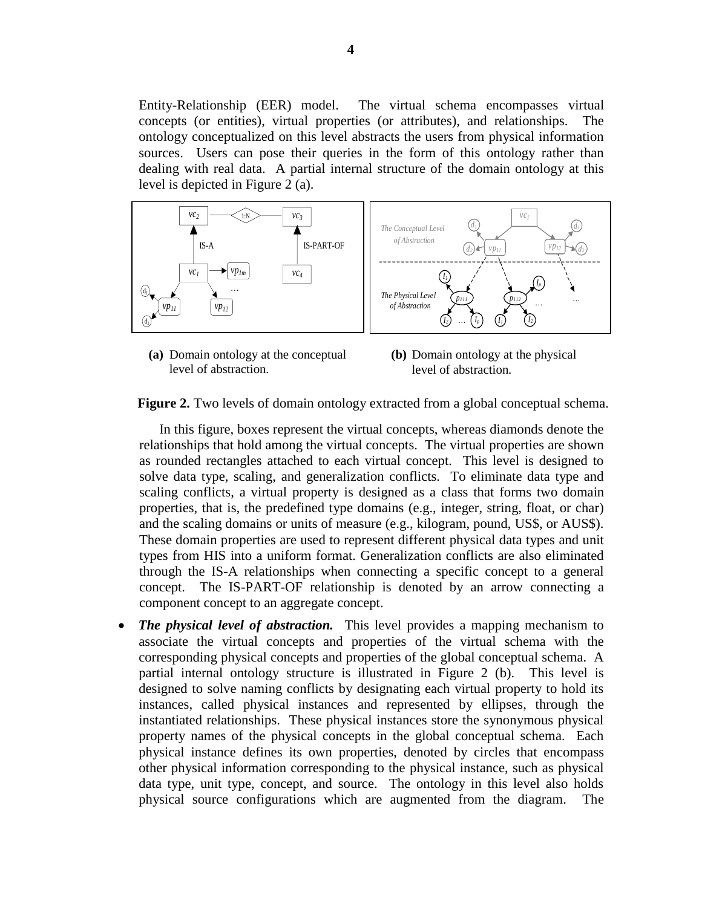Entity-Relationship (EER) model. The virtual schema encompasses virtual concepts (or entities), virtual properties (or attributes), and relationships. The ontology conceptualized on this level abstracts the users from physical information sources. Users can pose their queries in the form of this ontology rather than dealing with real data. A partial internal structure of the domain ontology at this level is depicted in Figure 2 (a).

**(a)** Domain ontology at the conceptual level of abstraction.

**(b)** Domain ontology at the physical level of abstraction.

**Figure 2.** Two levels of domain ontology extracted from a global conceptual schema.

In this figure, boxes represent the virtual concepts, whereas diamonds denote the relationships that hold among the virtual concepts. The virtual properties are shown as rounded rectangles attached to each virtual concept. This level is designed to solve data type, scaling, and generalization conflicts. To eliminate data type and scaling conflicts, a virtual property is designed as a class that forms two domain properties, that is, the predefined type domains (e.g., integer, string, float, or char) and the scaling domains or units of measure (e.g., kilogram, pound, US$, or AUS$). These domain properties are used to represent different physical data types and unit types from HIS into a uniform format. Generalization conflicts are also eliminated through the IS-A relationships when connecting a specific concept to a general concept. The IS-PART-OF relationship is denoted by an arrow connecting a component concept to an aggregate concept.

- ***The physical level of abstraction.*** This level provides a mapping mechanism to associate the virtual concepts and properties of the virtual schema with the corresponding physical concepts and properties of the global conceptual schema. A partial internal ontology structure is illustrated in Figure 2 (b). This level is designed to solve naming conflicts by designating each virtual property to hold its instances, called physical instances and represented by ellipses, through the instantiated relationships. These physical instances store the synonymous physical property names of the physical concepts in the global conceptual schema. Each physical instance defines its own properties, denoted by circles that encompass other physical information corresponding to the physical instance, such as physical data type, unit type, concept, and source. The ontology in this level also holds physical source configurations which are augmented from the diagram. The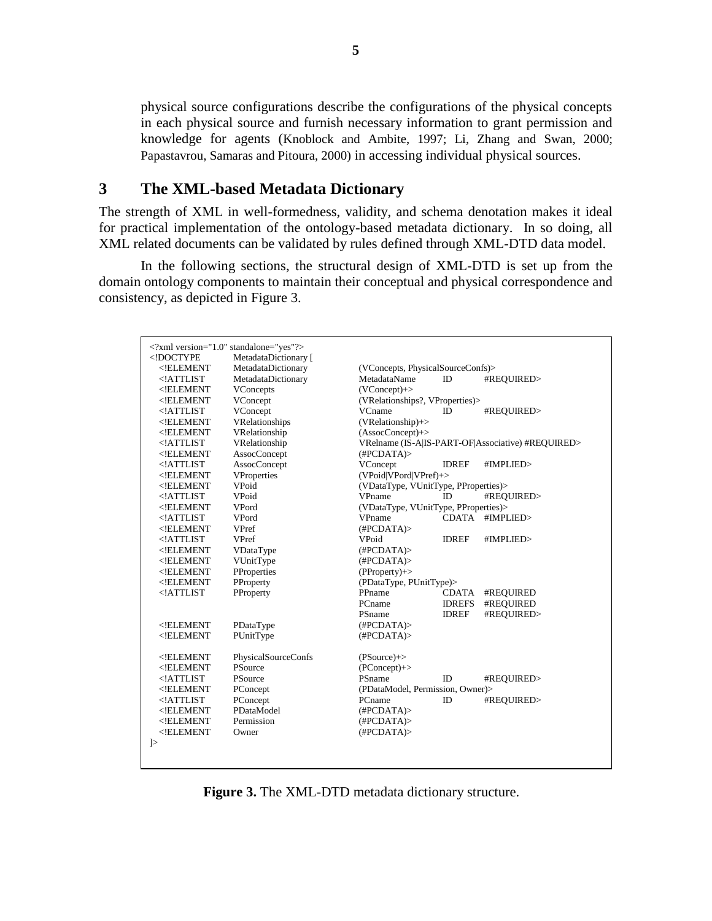physical source configurations describe the configurations of the physical concepts in each physical source and furnish necessary information to grant permission and knowledge for agents (Knoblock and Ambite, 1997; Li, Zhang and Swan, 2000; Papastavrou, Samaras and Pitoura, 2000) in accessing individual physical sources.

## 3 The XML-based Metadata Dictionary

The strength of XML in well-formedness, validity, and schema denotation makes it ideal for practical implementation of the ontology-based metadata dictionary. In so doing, all XML related documents can be validated by rules defined through XML-DTD data model.

In the following sections, the structural design of XML-DTD is set up from the domain ontology components to maintain their conceptual and physical correspondence and consistency, as depicted in Figure 3.

```
<?xml version="1.0" standalone="yes"?>
<!DOCTYPE     MetadataDictionary [
  <!ELEMENT   MetadataDictionary    (VConcepts, PhysicalSourceConfs)>
  <!ATTLIST   MetadataDictionary    MetadataName   ID      #REQUIRED>
  <!ELEMENT   VConcepts             (VConcept)+>
  <!ELEMENT   VConcept              (VRelationships?, VProperties)>
  <!ATTLIST   VConcept              VCname         ID      #REQUIRED>
  <!ELEMENT   VRelationships        (VRelationship)+>
  <!ELEMENT   VRelationship         (AssocConcept)+>
  <!ATTLIST   VRelationship         VRelname (IS-A|IS-PART-OF|Associative) #REQUIRED>
  <!ELEMENT   AssocConcept          (#PCDATA)>
  <!ATTLIST   AssocConcept          VConcept       IDREF   #IMPLIED>
  <!ELEMENT   VProperties           (VPoid|VPord|VPref)+>
  <!ELEMENT   VPoid                 (VDataType, VUnitType, PProperties)>
  <!ATTLIST   VPoid                 VPname         ID      #REQUIRED>
  <!ELEMENT   VPord                 (VDataType, VUnitType, PProperties)>
  <!ATTLIST   VPord                 VPname         CDATA   #IMPLIED>
  <!ELEMENT   VPref                 (#PCDATA)>
  <!ATTLIST   VPref                 VPoid          IDREF   #IMPLIED>
  <!ELEMENT   VDataType             (#PCDATA)>
  <!ELEMENT   VUnitType             (#PCDATA)>
  <!ELEMENT   PProperties           (PProperty)+>
  <!ELEMENT   PProperty             (PDataType, PUnitType)>
  <!ATTLIST   PProperty             PPname         CDATA   #REQUIRED
                                    PCname         IDREFS  #REQUIRED
                                    PSname         IDREF   #REQUIRED>
  <!ELEMENT   PDataType             (#PCDATA)>
  <!ELEMENT   PUnitType             (#PCDATA)>

  <!ELEMENT   PhysicalSourceConfs   (PSource)+>
  <!ELEMENT   PSource               (PConcept)+>
  <!ATTLIST   PSource               PSname         ID      #REQUIRED>
  <!ELEMENT   PConcept              (PDataModel, Permission, Owner)>
  <!ATTLIST   PConcept              PCname         ID      #REQUIRED>
  <!ELEMENT   PDataModel            (#PCDATA)>
  <!ELEMENT   Permission            (#PCDATA)>
  <!ELEMENT   Owner                 (#PCDATA)>
]>
```

**Figure 3.** The XML-DTD metadata dictionary structure.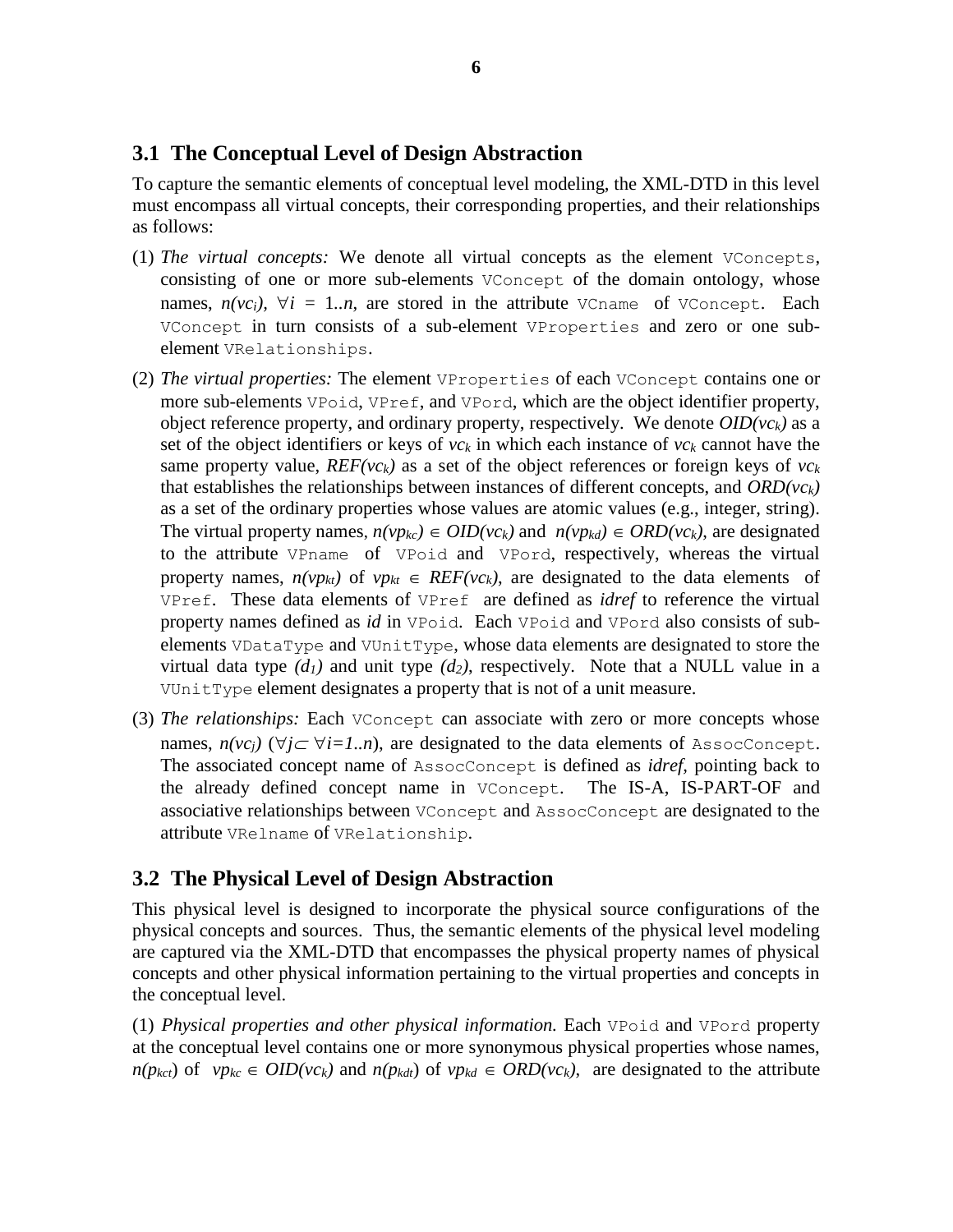## 3.1 The Conceptual Level of Design Abstraction

To capture the semantic elements of conceptual level modeling, the XML-DTD in this level must encompass all virtual concepts, their corresponding properties, and their relationships as follows:

(1) *The virtual concepts:* We denote all virtual concepts as the element `VConcepts`, consisting of one or more sub-elements `VConcept` of the domain ontology, whose names, $n(vc_i)$, $\forall i = 1..n$, are stored in the attribute `VCname` of `VConcept`. Each `VConcept` in turn consists of a sub-element `VProperties` and zero or one sub-element `VRelationships`.

(2) *The virtual properties:* The element `VProperties` of each `VConcept` contains one or more sub-elements `VPoid`, `VPref`, and `VPord`, which are the object identifier property, object reference property, and ordinary property, respectively. We denote $OID(vc_k)$ as a set of the object identifiers or keys of $vc_k$ in which each instance of $vc_k$ cannot have the same property value, $REF(vc_k)$ as a set of the object references or foreign keys of $vc_k$ that establishes the relationships between instances of different concepts, and $ORD(vc_k)$ as a set of the ordinary properties whose values are atomic values (e.g., integer, string). The virtual property names, $n(vp_{kc}) \in OID(vc_k)$ and $n(vp_{kd}) \in ORD(vc_k)$, are designated to the attribute `VPname` of `VPoid` and `VPord`, respectively, whereas the virtual property names, $n(vp_{kt})$ of $vp_{kt} \in REF(vc_k)$, are designated to the data elements of `VPref`. These data elements of `VPref` are defined as *idref* to reference the virtual property names defined as *id* in `VPoid`. Each `VPoid` and `VPord` also consists of sub-elements `VDataType` and `VUnitType`, whose data elements are designated to store the virtual data type $(d_1)$ and unit type $(d_2)$, respectively. Note that a NULL value in a `VUnitType` element designates a property that is not of a unit measure.

(3) *The relationships:* Each `VConcept` can associate with zero or more concepts whose names, $n(vc_j)$ ($\forall j \subset \forall i=1..n$), are designated to the data elements of `AssocConcept`. The associated concept name of `AssocConcept` is defined as *idref*, pointing back to the already defined concept name in `VConcept`. The IS-A, IS-PART-OF and associative relationships between `VConcept` and `AssocConcept` are designated to the attribute `VRelname` of `VRelationship`.

## 3.2 The Physical Level of Design Abstraction

This physical level is designed to incorporate the physical source configurations of the physical concepts and sources. Thus, the semantic elements of the physical level modeling are captured via the XML-DTD that encompasses the physical property names of physical concepts and other physical information pertaining to the virtual properties and concepts in the conceptual level.

(1) *Physical properties and other physical information.* Each `VPoid` and `VPord` property at the conceptual level contains one or more synonymous physical properties whose names, $n(p_{kct})$ of $vp_{kc} \in OID(vc_k)$ and $n(p_{kdt})$ of $vp_{kd} \in ORD(vc_k)$, are designated to the attribute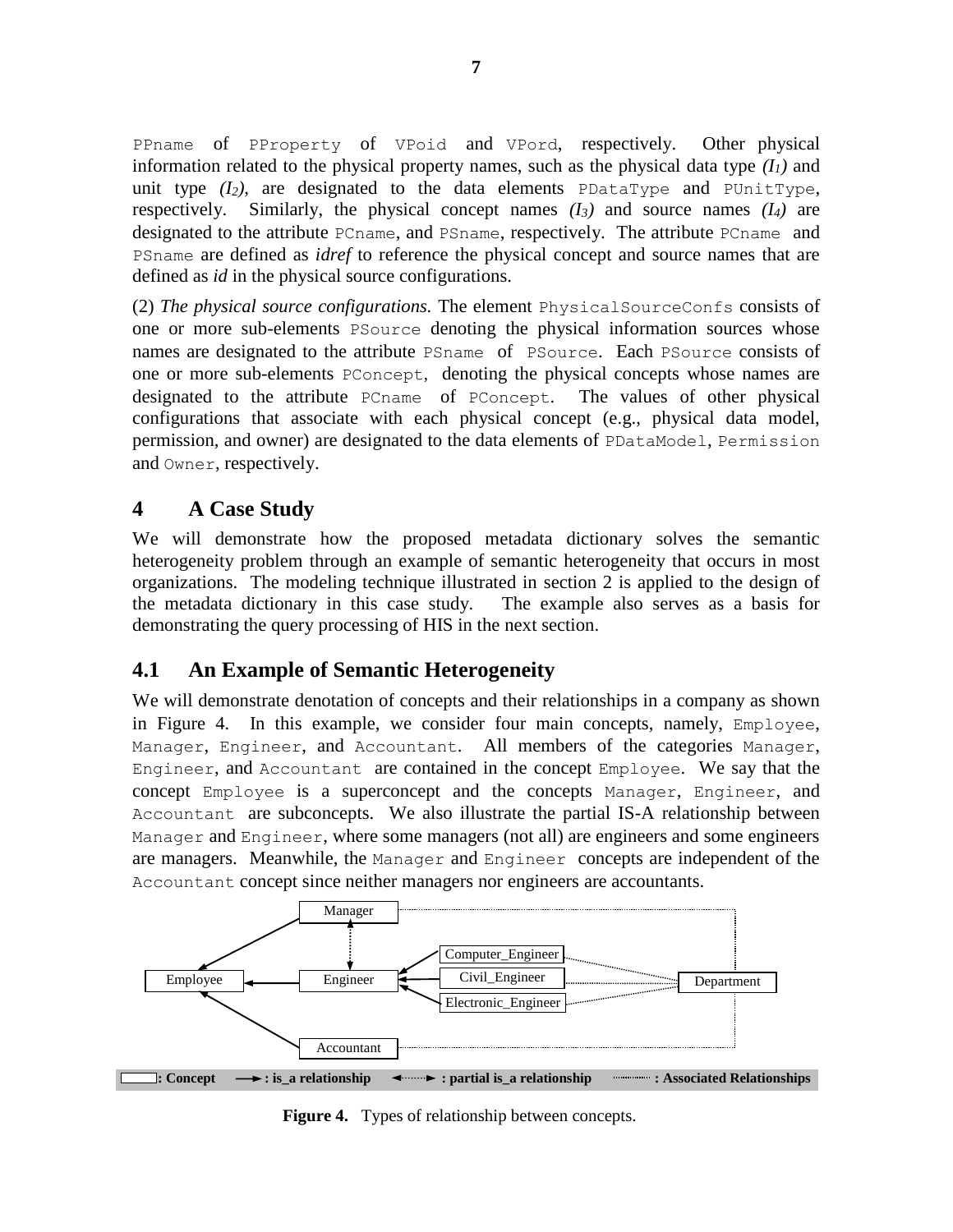PPname of PProperty of VPoid and VPord, respectively. Other physical information related to the physical property names, such as the physical data type *($I_1$)* and unit type *($I_2$)*, are designated to the data elements PDataType and PUnitType, respectively. Similarly, the physical concept names *($I_3$)* and source names *($I_4$)* are designated to the attribute PCname, and PSname, respectively. The attribute PCname and PSname are defined as *idref* to reference the physical concept and source names that are defined as *id* in the physical source configurations.

(2) *The physical source configurations.* The element PhysicalSourceConfs consists of one or more sub-elements PSource denoting the physical information sources whose names are designated to the attribute PSname of PSource. Each PSource consists of one or more sub-elements PConcept, denoting the physical concepts whose names are designated to the attribute PCname of PConcept. The values of other physical configurations that associate with each physical concept (e.g., physical data model, permission, and owner) are designated to the data elements of PDataModel, Permission and Owner, respectively.

## 4 A Case Study

We will demonstrate how the proposed metadata dictionary solves the semantic heterogeneity problem through an example of semantic heterogeneity that occurs in most organizations. The modeling technique illustrated in section 2 is applied to the design of the metadata dictionary in this case study. The example also serves as a basis for demonstrating the query processing of HIS in the next section.

### 4.1 An Example of Semantic Heterogeneity

We will demonstrate denotation of concepts and their relationships in a company as shown in Figure 4. In this example, we consider four main concepts, namely, Employee, Manager, Engineer, and Accountant. All members of the categories Manager, Engineer, and Accountant are contained in the concept Employee. We say that the concept Employee is a superconcept and the concepts Manager, Engineer, and Accountant are subconcepts. We also illustrate the partial IS-A relationship between Manager and Engineer, where some managers (not all) are engineers and some engineers are managers. Meanwhile, the Manager and Engineer concepts are independent of the Accountant concept since neither managers nor engineers are accountants.

**Figure 4.** Types of relationship between concepts.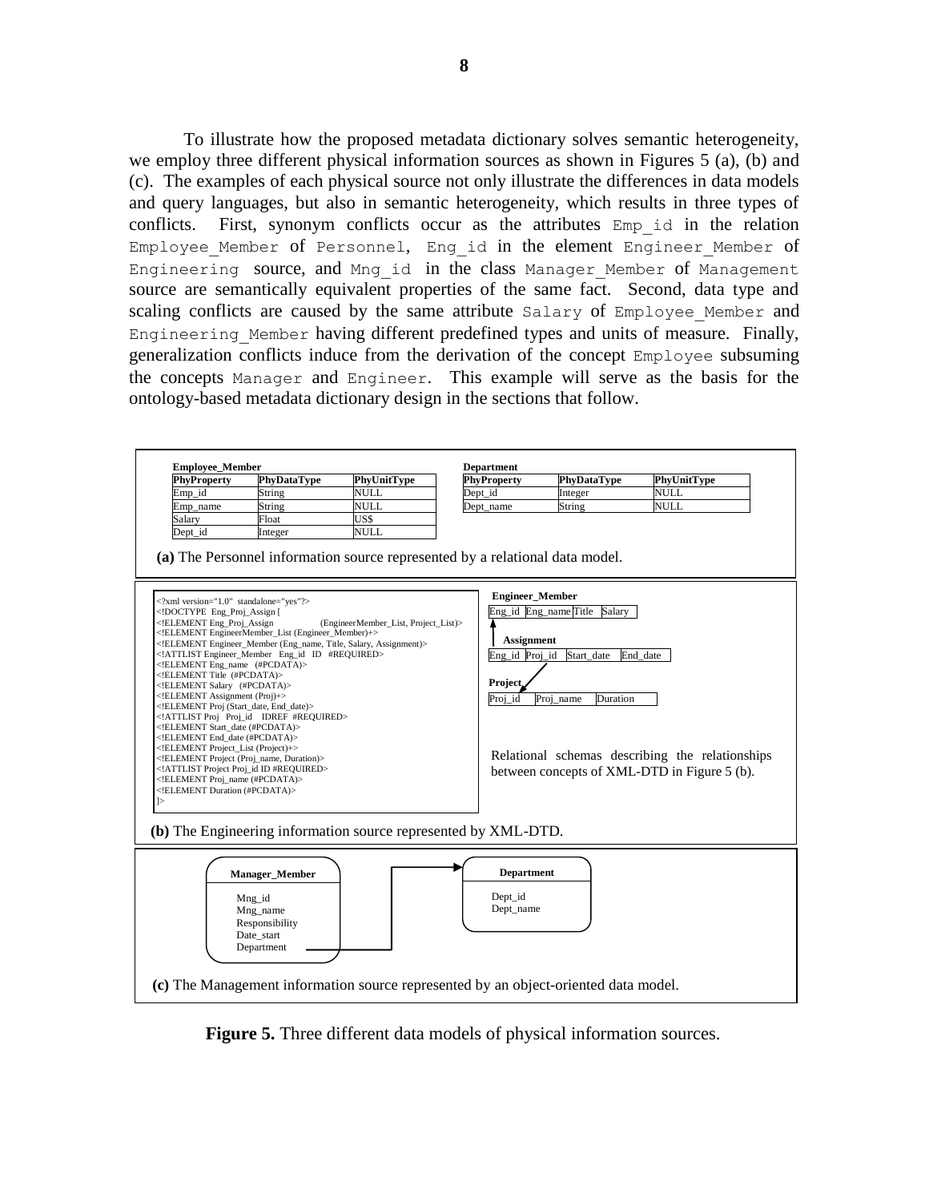To illustrate how the proposed metadata dictionary solves semantic heterogeneity, we employ three different physical information sources as shown in Figures 5 (a), (b) and (c). The examples of each physical source not only illustrate the differences in data models and query languages, but also in semantic heterogeneity, which results in three types of conflicts. First, synonym conflicts occur as the attributes `Emp_id` in the relation `Employee_Member` of `Personnel`, `Eng_id` in the element `Engineer_Member` of `Engineering` source, and `Mng_id` in the class `Manager_Member` of `Management` source are semantically equivalent properties of the same fact. Second, data type and scaling conflicts are caused by the same attribute `Salary` of `Employee_Member` and `Engineering_Member` having different predefined types and units of measure. Finally, generalization conflicts induce from the derivation of the concept `Employee` subsuming the concepts `Manager` and `Engineer`. This example will serve as the basis for the ontology-based metadata dictionary design in the sections that follow.

**Employee_Member**

| PhyProperty | PhyDataType | PhyUnitType |
| --- | --- | --- |
| Emp_id | String | NULL |
| Emp_name | String | NULL |
| Salary | Float | US$ |
| Dept_id | Integer | NULL |

**Department**

| PhyProperty | PhyDataType | PhyUnitType |
| --- | --- | --- |
| Dept_id | Integer | NULL |
| Dept_name | String | NULL |

**(a)** The Personnel information source represented by a relational data model.

```
<?xml version="1.0" standalone="yes"?>
<!DOCTYPE Eng_Proj_Assign [
<!ELEMENT Eng_Proj_Assign              (EngineerMember_List, Project_List)>
<!ELEMENT EngineerMember_List (Engineer_Member)+>
<!ELEMENT Engineer_Member (Eng_name, Title, Salary, Assignment)>
<!ATTLIST Engineer_Member  Eng_id  ID  #REQUIRED>
<!ELEMENT Eng_name  (#PCDATA)>
<!ELEMENT Title  (#PCDATA)>
<!ELEMENT Salary  (#PCDATA)>
<!ELEMENT Assignment (Proj)+>
<!ELEMENT Proj (Start_date, End_date)>
<!ATTLIST Proj   Proj_id   IDREF  #REQUIRED>
<!ELEMENT Start_date (#PCDATA)>
<!ELEMENT End_date (#PCDATA)>
<!ELEMENT Project_List (Project)+>
<!ELEMENT Project (Proj_name, Duration)>
<!ATTLIST Project Proj_id ID #REQUIRED>
<!ELEMENT Proj_name (#PCDATA)>
<!ELEMENT Duration (#PCDATA)>
]>
```

**Engineer_Member**

| Eng_id | Eng_name | Title | Salary |
| --- | --- | --- | --- |

**Assignment**

| Eng_id | Proj_id | Start_date | End_date |
| --- | --- | --- | --- |

**Project**

| Proj_id | Proj_name | Duration |
| --- | --- | --- |

Relational schemas describing the relationships between concepts of XML-DTD in Figure 5 (b).

**(b)** The Engineering information source represented by XML-DTD.

**Manager_Member**: Mng_id, Mng_name, Responsibility, Date_start, Department → **Department**: Dept_id, Dept_name

**(c)** The Management information source represented by an object-oriented data model.

**Figure 5.** Three different data models of physical information sources.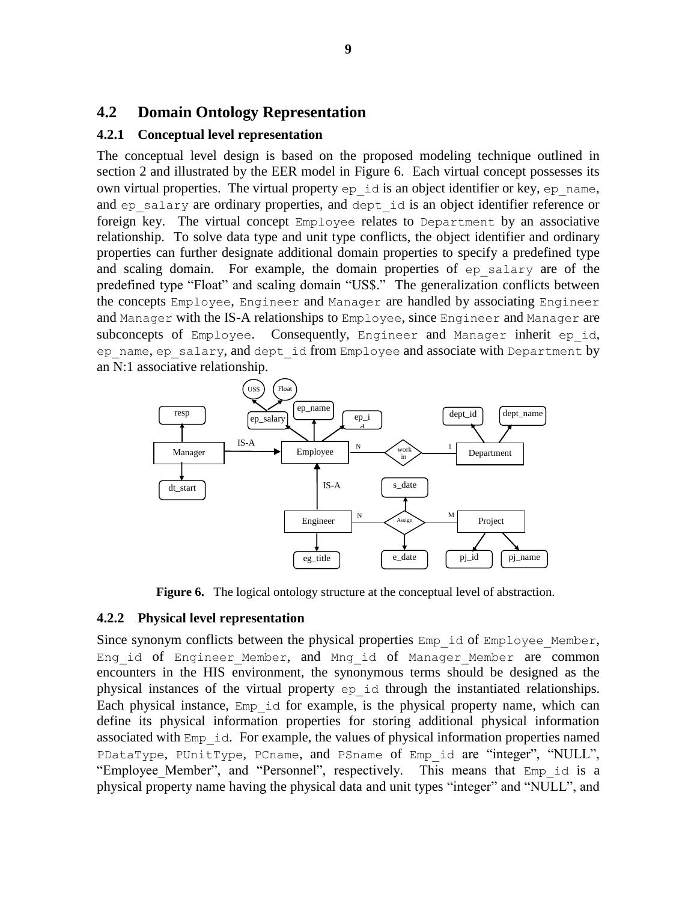## 4.2 Domain Ontology Representation

### 4.2.1 Conceptual level representation

The conceptual level design is based on the proposed modeling technique outlined in section 2 and illustrated by the EER model in Figure 6. Each virtual concept possesses its own virtual properties. The virtual property ep_id is an object identifier or key, ep_name, and ep_salary are ordinary properties, and dept_id is an object identifier reference or foreign key. The virtual concept Employee relates to Department by an associative relationship. To solve data type and unit type conflicts, the object identifier and ordinary properties can further designate additional domain properties to specify a predefined type and scaling domain. For example, the domain properties of ep_salary are of the predefined type "Float" and scaling domain "US$." The generalization conflicts between the concepts Employee, Engineer and Manager are handled by associating Engineer and Manager with the IS-A relationships to Employee, since Engineer and Manager are subconcepts of Employee. Consequently, Engineer and Manager inherit ep_id, ep_name, ep_salary, and dept_id from Employee and associate with Department by an N:1 associative relationship.

**Figure 6.** The logical ontology structure at the conceptual level of abstraction.

### 4.2.2 Physical level representation

Since synonym conflicts between the physical properties Emp_id of Employee_Member, Eng_id of Engineer_Member, and Mng_id of Manager_Member are common encounters in the HIS environment, the synonymous terms should be designed as the physical instances of the virtual property ep_id through the instantiated relationships. Each physical instance, Emp_id for example, is the physical property name, which can define its physical information properties for storing additional physical information associated with Emp_id. For example, the values of physical information properties named PDataType, PUnitType, PCname, and PSname of Emp_id are "integer", "NULL", "Employee_Member", and "Personnel", respectively. This means that Emp_id is a physical property name having the physical data and unit types "integer" and "NULL", and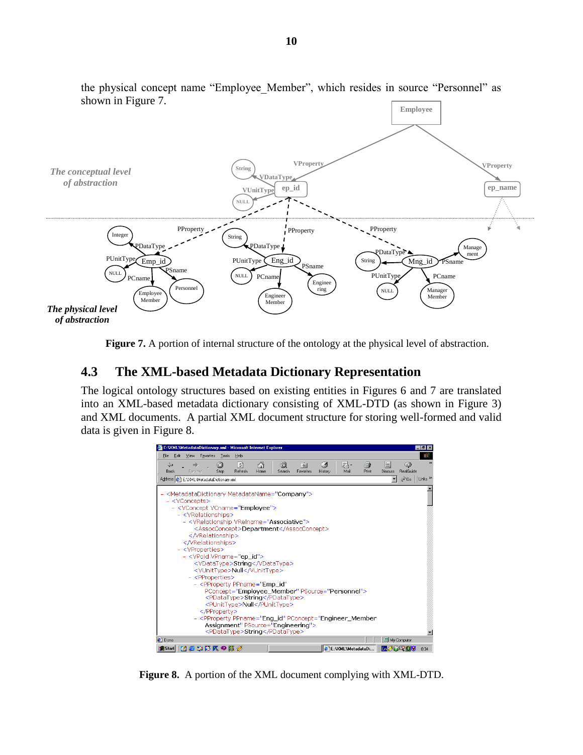the physical concept name “Employee_Member”, which resides in source “Personnel” as shown in Figure 7.

**Figure 7.** A portion of internal structure of the ontology at the physical level of abstraction.

## 4.3 The XML-based Metadata Dictionary Representation

The logical ontology structures based on existing entities in Figures 6 and 7 are translated into an XML-based metadata dictionary consisting of XML-DTD (as shown in Figure 3) and XML documents. A partial XML document structure for storing well-formed and valid data is given in Figure 8.

**Figure 8.** A portion of the XML document complying with XML-DTD.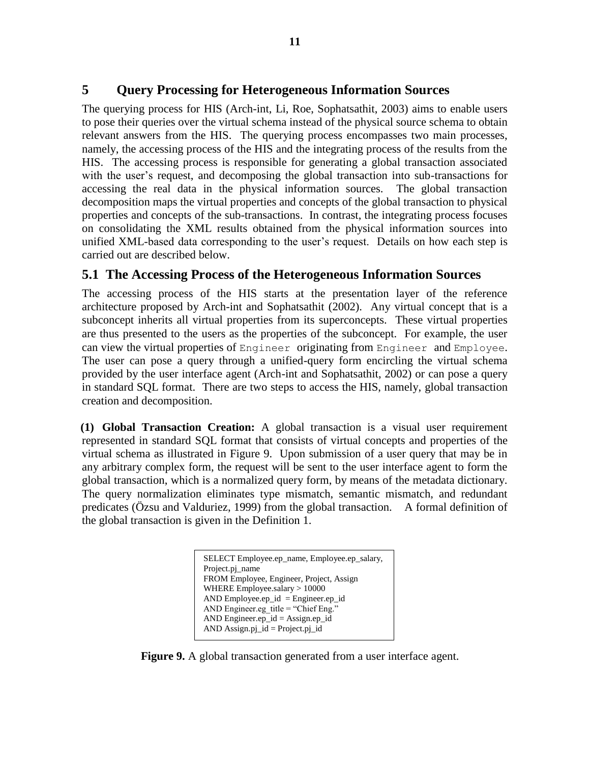# 5 Query Processing for Heterogeneous Information Sources

The querying process for HIS (Arch-int, Li, Roe, Sophatsathit, 2003) aims to enable users to pose their queries over the virtual schema instead of the physical source schema to obtain relevant answers from the HIS. The querying process encompasses two main processes, namely, the accessing process of the HIS and the integrating process of the results from the HIS. The accessing process is responsible for generating a global transaction associated with the user's request, and decomposing the global transaction into sub-transactions for accessing the real data in the physical information sources. The global transaction decomposition maps the virtual properties and concepts of the global transaction to physical properties and concepts of the sub-transactions. In contrast, the integrating process focuses on consolidating the XML results obtained from the physical information sources into unified XML-based data corresponding to the user's request. Details on how each step is carried out are described below.

## 5.1 The Accessing Process of the Heterogeneous Information Sources

The accessing process of the HIS starts at the presentation layer of the reference architecture proposed by Arch-int and Sophatsathit (2002). Any virtual concept that is a subconcept inherits all virtual properties from its superconcepts. These virtual properties are thus presented to the users as the properties of the subconcept. For example, the user can view the virtual properties of `Engineer` originating from `Engineer` and `Employee`. The user can pose a query through a unified-query form encircling the virtual schema provided by the user interface agent (Arch-int and Sophatsathit, 2002) or can pose a query in standard SQL format. There are two steps to access the HIS, namely, global transaction creation and decomposition.

**(1) Global Transaction Creation:** A global transaction is a visual user requirement represented in standard SQL format that consists of virtual concepts and properties of the virtual schema as illustrated in Figure 9. Upon submission of a user query that may be in any arbitrary complex form, the request will be sent to the user interface agent to form the global transaction, which is a normalized query form, by means of the metadata dictionary. The query normalization eliminates type mismatch, semantic mismatch, and redundant predicates (Özsu and Valduriez, 1999) from the global transaction. A formal definition of the global transaction is given in the Definition 1.

```
SELECT Employee.ep_name, Employee.ep_salary,
Project.pj_name
FROM Employee, Engineer, Project, Assign
WHERE Employee.salary > 10000
AND Employee.ep_id  = Engineer.ep_id
AND Engineer.eg_title = "Chief Eng."
AND Engineer.ep_id = Assign.ep_id
AND Assign.pj_id = Project.pj_id
```

**Figure 9.** A global transaction generated from a user interface agent.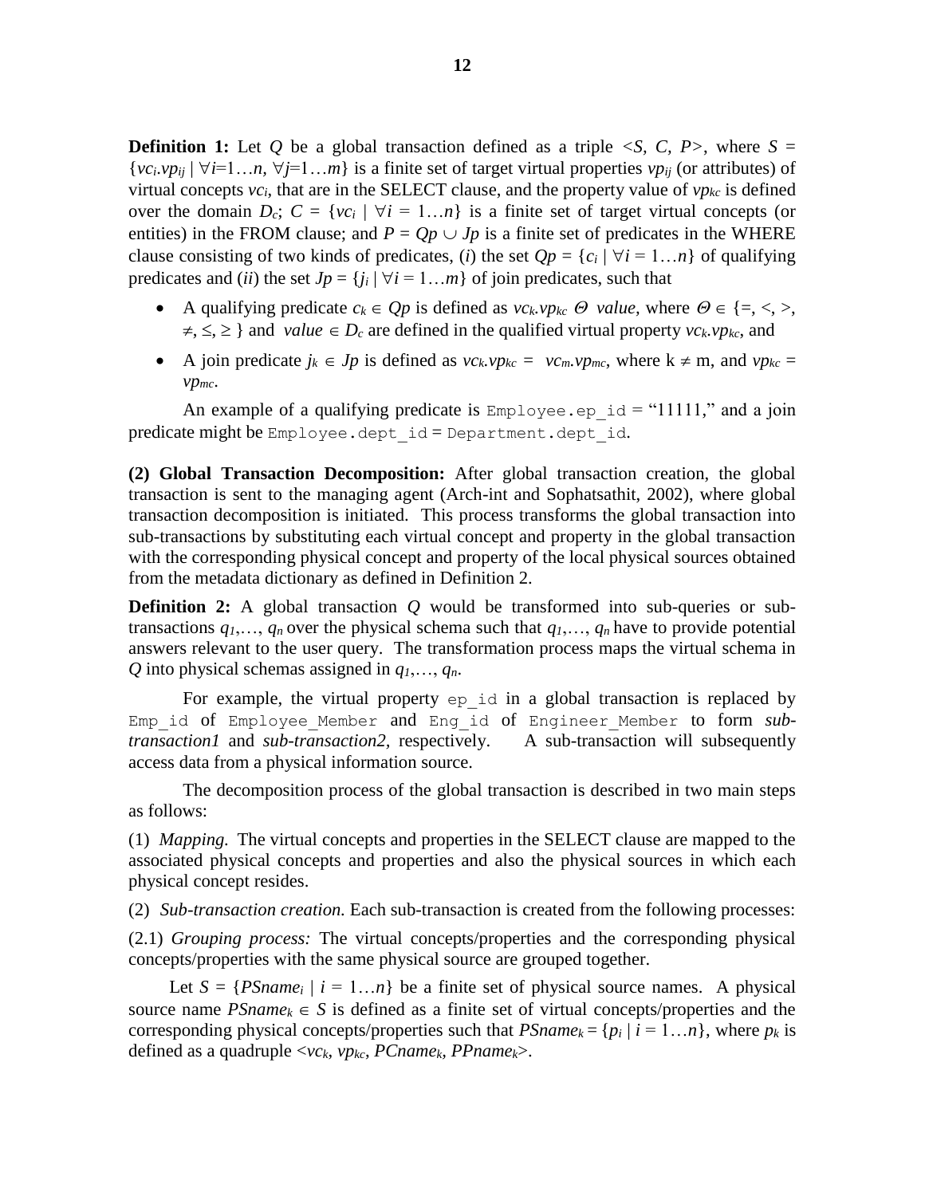**Definition 1:** Let $Q$ be a global transaction defined as a triple $<S, C, P>$, where $S = \{vc_i.vp_{ij} \mid \forall i=1\ldots n, \forall j=1\ldots m\}$ is a finite set of target virtual properties $vp_{ij}$ (or attributes) of virtual concepts $vc_i$, that are in the SELECT clause, and the property value of $vp_{kc}$ is defined over the domain $D_c$; $C = \{vc_i \mid \forall i = 1\ldots n\}$ is a finite set of target virtual concepts (or entities) in the FROM clause; and $P = Qp \cup Jp$ is a finite set of predicates in the WHERE clause consisting of two kinds of predicates, (*i*) the set $Qp = \{c_i \mid \forall i = 1\ldots n\}$ of qualifying predicates and (*ii*) the set $Jp = \{j_i \mid \forall i = 1\ldots m\}$ of join predicates, such that

- A qualifying predicate $c_k \in Qp$ is defined as $vc_k.vp_{kc}\ \Theta\ value$, where $\Theta \in \{=, <, >, \neq, \leq, \geq\}$ and $value \in D_c$ are defined in the qualified virtual property $vc_k.vp_{kc}$, and
- A join predicate $j_k \in Jp$ is defined as $vc_k.vp_{kc} = vc_m.vp_{mc}$, where $k \neq m$, and $vp_{kc} = vp_{mc}$.

An example of a qualifying predicate is `Employee.ep_id` = "11111," and a join predicate might be `Employee.dept_id` = `Department.dept_id`.

**(2) Global Transaction Decomposition:** After global transaction creation, the global transaction is sent to the managing agent (Arch-int and Sophatsathit, 2002), where global transaction decomposition is initiated. This process transforms the global transaction into sub-transactions by substituting each virtual concept and property in the global transaction with the corresponding physical concept and property of the local physical sources obtained from the metadata dictionary as defined in Definition 2.

**Definition 2:** A global transaction $Q$ would be transformed into sub-queries or sub-transactions $q_1,\ldots, q_n$ over the physical schema such that $q_1,\ldots, q_n$ have to provide potential answers relevant to the user query. The transformation process maps the virtual schema in $Q$ into physical schemas assigned in $q_1,\ldots, q_n$.

For example, the virtual property `ep_id` in a global transaction is replaced by `Emp_id` of `Employee_Member` and `Eng_id` of `Engineer_Member` to form *sub-transaction1* and *sub-transaction2*, respectively. A sub-transaction will subsequently access data from a physical information source.

The decomposition process of the global transaction is described in two main steps as follows:

(1) *Mapping.* The virtual concepts and properties in the SELECT clause are mapped to the associated physical concepts and properties and also the physical sources in which each physical concept resides.

(2) *Sub-transaction creation.* Each sub-transaction is created from the following processes:

(2.1) *Grouping process:* The virtual concepts/properties and the corresponding physical concepts/properties with the same physical source are grouped together.

Let $S = \{PSname_i \mid i = 1\ldots n\}$ be a finite set of physical source names. A physical source name $PSname_k \in S$ is defined as a finite set of virtual concepts/properties and the corresponding physical concepts/properties such that $PSname_k = \{p_i \mid i = 1\ldots n\}$, where $p_k$ is defined as a quadruple $<vc_k, vp_{kc}, PCname_k, PPname_k>$.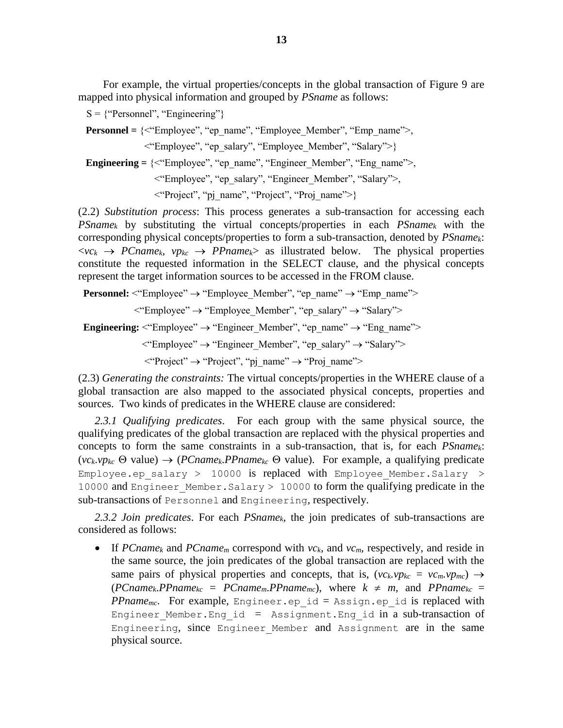For example, the virtual properties/concepts in the global transaction of Figure 9 are mapped into physical information and grouped by *PSname* as follows:

S = {"Personnel", "Engineering"}

**Personnel =** {<"Employee", "ep_name", "Employee_Member", "Emp_name">,
<"Employee", "ep_salary", "Employee_Member", "Salary">}

**Engineering =** {<"Employee", "ep_name", "Engineer_Member", "Eng_name">,
<"Employee", "ep_salary", "Engineer_Member", "Salary">,
<"Project", "pj_name", "Project", "Proj_name">}

(2.2) *Substitution process*: This process generates a sub-transaction for accessing each $PSname_k$ by substituting the virtual concepts/properties in each $PSname_k$ with the corresponding physical concepts/properties to form a sub-transaction, denoted by $PSname_k$: $<vc_k \rightarrow PCname_k,\ vp_{kc} \rightarrow PPname_k>$ as illustrated below. The physical properties constitute the requested information in the SELECT clause, and the physical concepts represent the target information sources to be accessed in the FROM clause.

**Personnel:** <"Employee" → "Employee_Member", "ep_name" → "Emp_name">
<"Employee" → "Employee_Member", "ep_salary" → "Salary">

**Engineering:** <"Employee" → "Engineer_Member", "ep_name" → "Eng_name">
<"Employee" → "Engineer_Member", "ep_salary" → "Salary">
<"Project" → "Project", "pj_name" → "Proj_name">

(2.3) *Generating the constraints:* The virtual concepts/properties in the WHERE clause of a global transaction are also mapped to the associated physical concepts, properties and sources. Two kinds of predicates in the WHERE clause are considered:

*2.3.1 Qualifying predicates*. For each group with the same physical source, the qualifying predicates of the global transaction are replaced with the physical properties and concepts to form the same constraints in a sub-transaction, that is, for each $PSname_k$: ($vc_k.vp_{kc}$ Θ value) → ($PCname_k.PPname_{kc}$ Θ value). For example, a qualifying predicate `Employee.ep_salary > 10000` is replaced with `Employee_Member.Salary > 10000` and `Engineer_Member.Salary > 10000` to form the qualifying predicate in the sub-transactions of `Personnel` and `Engineering`, respectively.

*2.3.2 Join predicates*. For each $PSname_k$, the join predicates of sub-transactions are considered as follows:

- If $PCname_k$ and $PCname_m$ correspond with $vc_k$, and $vc_m$, respectively, and reside in the same source, the join predicates of the global transaction are replaced with the same pairs of physical properties and concepts, that is, ($vc_k.vp_{kc} = vc_m.vp_{mc}$) → ($PCname_k.PPname_{kc} = PCname_m.PPname_{mc}$), where $k \neq m$, and $PPname_{kc} = PPname_{mc}$. For example, `Engineer.ep_id = Assign.ep_id` is replaced with `Engineer_Member.Eng_id = Assignment.Eng_id` in a sub-transaction of `Engineering`, since `Engineer_Member` and `Assignment` are in the same physical source.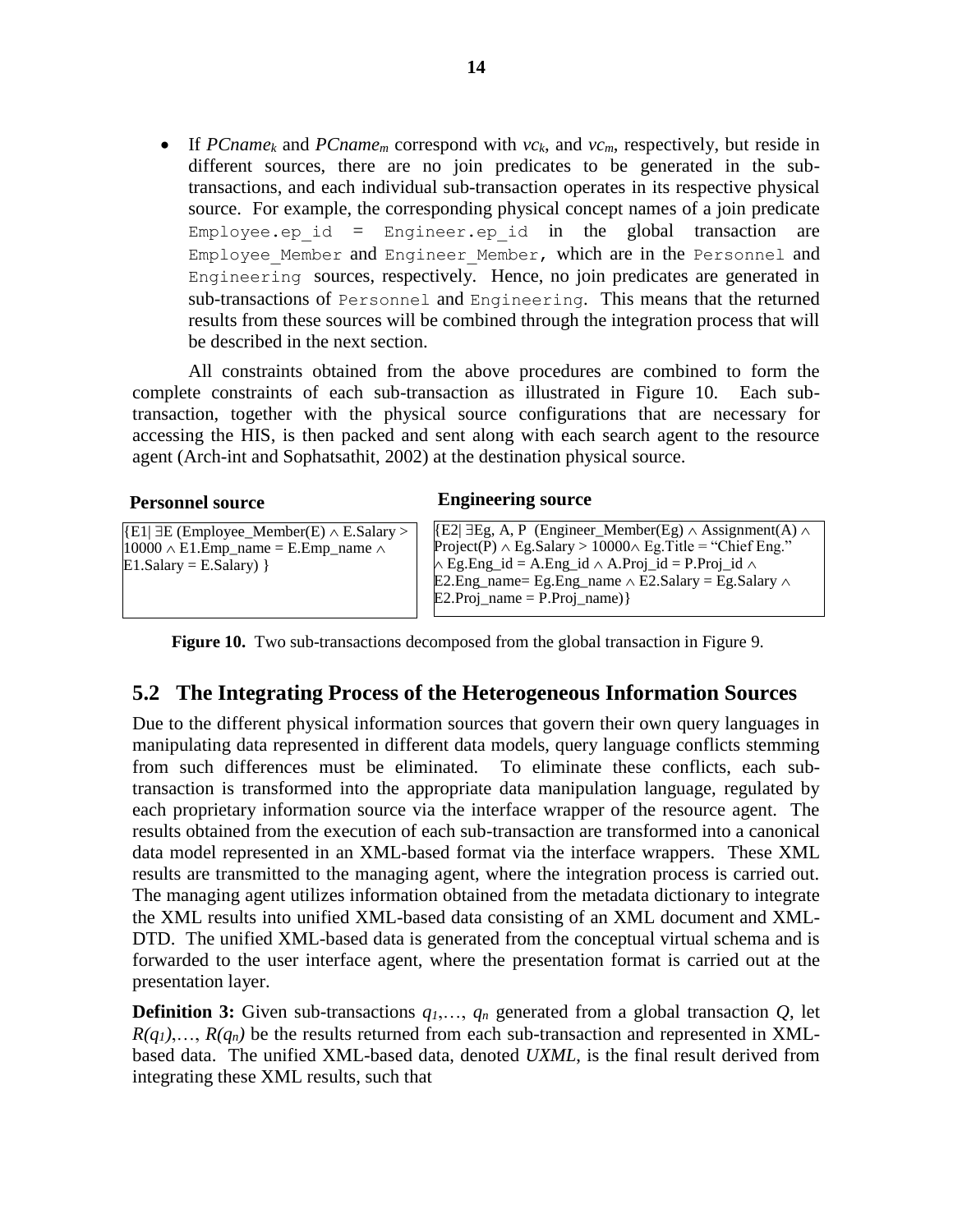- If $PCname_k$ and $PCname_m$ correspond with $vc_k$, and $vc_m$, respectively, but reside in different sources, there are no join predicates to be generated in the sub-transactions, and each individual sub-transaction operates in its respective physical source. For example, the corresponding physical concept names of a join predicate `Employee.ep_id = Engineer.ep_id` in the global transaction are `Employee_Member` and `Engineer_Member`, which are in the `Personnel` and `Engineering` sources, respectively. Hence, no join predicates are generated in sub-transactions of `Personnel` and `Engineering`. This means that the returned results from these sources will be combined through the integration process that will be described in the next section.

All constraints obtained from the above procedures are combined to form the complete constraints of each sub-transaction as illustrated in Figure 10. Each sub-transaction, together with the physical source configurations that are necessary for accessing the HIS, is then packed and sent along with each search agent to the resource agent (Arch-int and Sophatsathit, 2002) at the destination physical source.

| **Personnel source** | **Engineering source** |
|---|---|
| {E1\| ∃E (Employee_Member(E) ∧ E.Salary > 10000 ∧ E1.Emp_name = E.Emp_name ∧ E1.Salary = E.Salary) } | {E2\| ∃Eg, A, P (Engineer_Member(Eg) ∧ Assignment(A) ∧ Project(P) ∧ Eg.Salary > 10000∧ Eg.Title = "Chief Eng." ∧ Eg.Eng_id = A.Eng_id ∧ A.Proj_id = P.Proj_id ∧ E2.Eng_name= Eg.Eng_name ∧ E2.Salary = Eg.Salary ∧ E2.Proj_name = P.Proj_name)} |

**Figure 10.** Two sub-transactions decomposed from the global transaction in Figure 9.

## 5.2 The Integrating Process of the Heterogeneous Information Sources

Due to the different physical information sources that govern their own query languages in manipulating data represented in different data models, query language conflicts stemming from such differences must be eliminated. To eliminate these conflicts, each sub-transaction is transformed into the appropriate data manipulation language, regulated by each proprietary information source via the interface wrapper of the resource agent. The results obtained from the execution of each sub-transaction are transformed into a canonical data model represented in an XML-based format via the interface wrappers. These XML results are transmitted to the managing agent, where the integration process is carried out. The managing agent utilizes information obtained from the metadata dictionary to integrate the XML results into unified XML-based data consisting of an XML document and XML-DTD. The unified XML-based data is generated from the conceptual virtual schema and is forwarded to the user interface agent, where the presentation format is carried out at the presentation layer.

**Definition 3:** Given sub-transactions $q_1,\ldots, q_n$ generated from a global transaction $Q$, let $R(q_1),\ldots, R(q_n)$ be the results returned from each sub-transaction and represented in XML-based data. The unified XML-based data, denoted *UXML*, is the final result derived from integrating these XML results, such that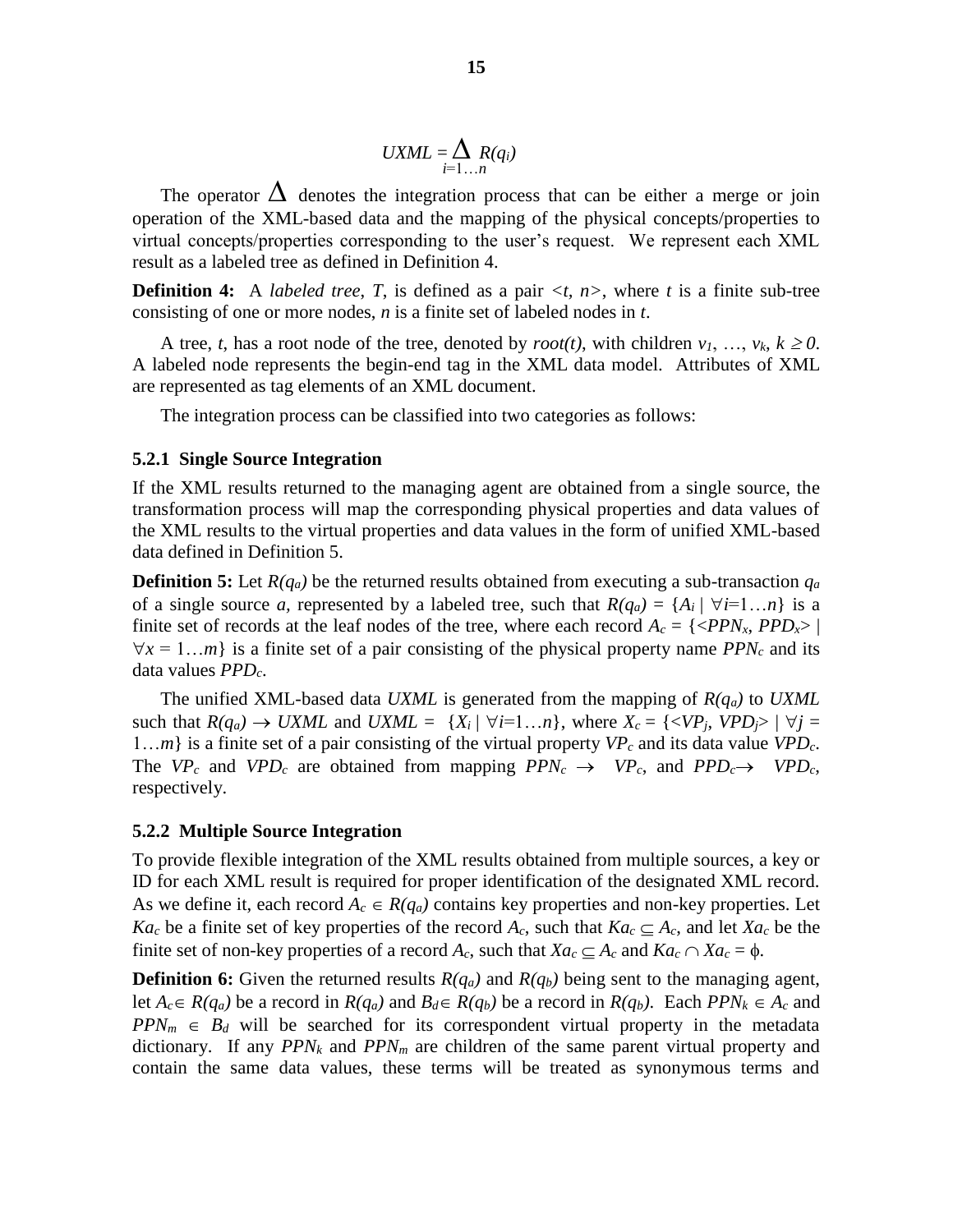$$UXML = \underset{i=1\ldots n}{\Delta} R(q_i)$$

The operator $\Delta$ denotes the integration process that can be either a merge or join operation of the XML-based data and the mapping of the physical concepts/properties to virtual concepts/properties corresponding to the user's request. We represent each XML result as a labeled tree as defined in Definition 4.

**Definition 4:** A *labeled tree*, $T$, is defined as a pair $<t, n>$, where $t$ is a finite sub-tree consisting of one or more nodes, $n$ is a finite set of labeled nodes in $t$.

A tree, $t$, has a root node of the tree, denoted by $root(t)$, with children $v_1, \ldots, v_k$, $k \geq 0$. A labeled node represents the begin-end tag in the XML data model. Attributes of XML are represented as tag elements of an XML document.

The integration process can be classified into two categories as follows:

### 5.2.1 Single Source Integration

If the XML results returned to the managing agent are obtained from a single source, the transformation process will map the corresponding physical properties and data values of the XML results to the virtual properties and data values in the form of unified XML-based data defined in Definition 5.

**Definition 5:** Let $R(q_a)$ be the returned results obtained from executing a sub-transaction $q_a$ of a single source $a$, represented by a labeled tree, such that $R(q_a) = \{A_i \mid \forall i=1\ldots n\}$ is a finite set of records at the leaf nodes of the tree, where each record $A_c = \{<PPN_x, PPD_x> \mid \forall x = 1\ldots m\}$ is a finite set of a pair consisting of the physical property name $PPN_c$ and its data values $PPD_c$.

The unified XML-based data $UXML$ is generated from the mapping of $R(q_a)$ to $UXML$ such that $R(q_a) \rightarrow UXML$ and $UXML = \{X_i \mid \forall i=1\ldots n\}$, where $X_c = \{<VP_j, VPD_j> \mid \forall j = 1\ldots m\}$ is a finite set of a pair consisting of the virtual property $VP_c$ and its data value $VPD_c$. The $VP_c$ and $VPD_c$ are obtained from mapping $PPN_c \rightarrow VP_c$, and $PPD_c \rightarrow VPD_c$, respectively.

### 5.2.2 Multiple Source Integration

To provide flexible integration of the XML results obtained from multiple sources, a key or ID for each XML result is required for proper identification of the designated XML record. As we define it, each record $A_c \in R(q_a)$ contains key properties and non-key properties. Let $Ka_c$ be a finite set of key properties of the record $A_c$, such that $Ka_c \subseteq A_c$, and let $Xa_c$ be the finite set of non-key properties of a record $A_c$, such that $Xa_c \subseteq A_c$ and $Ka_c \cap Xa_c = \phi$.

**Definition 6:** Given the returned results $R(q_a)$ and $R(q_b)$ being sent to the managing agent, let $A_c \in R(q_a)$ be a record in $R(q_a)$ and $B_d \in R(q_b)$ be a record in $R(q_b)$. Each $PPN_k \in A_c$ and $PPN_m \in B_d$ will be searched for its correspondent virtual property in the metadata dictionary. If any $PPN_k$ and $PPN_m$ are children of the same parent virtual property and contain the same data values, these terms will be treated as synonymous terms and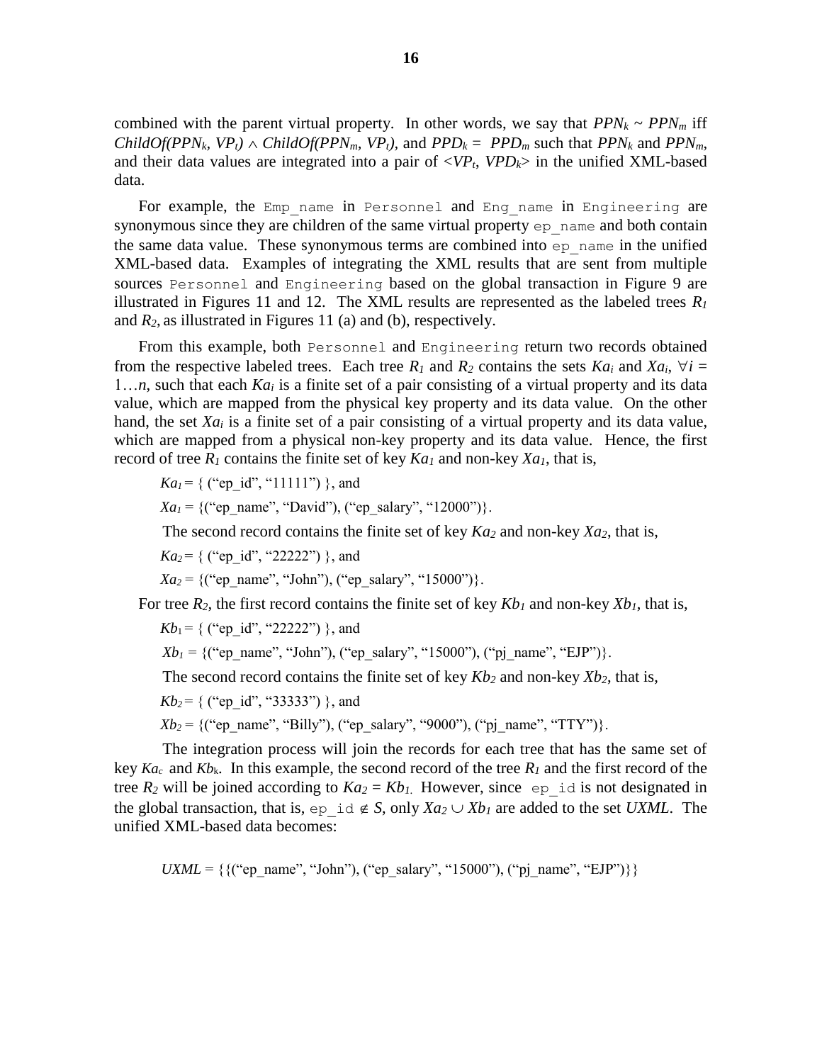combined with the parent virtual property. In other words, we say that $PPN_k \sim PPN_m$ iff $ChildOf(PPN_k, VP_t) \wedge ChildOf(PPN_m, VP_t)$, and $PPD_k = PPD_m$ such that $PPN_k$ and $PPN_m$, and their data values are integrated into a pair of $<VP_t, VPD_k>$ in the unified XML-based data.

For example, the `Emp_name` in `Personnel` and `Eng_name` in `Engineering` are synonymous since they are children of the same virtual property `ep_name` and both contain the same data value. These synonymous terms are combined into `ep_name` in the unified XML-based data. Examples of integrating the XML results that are sent from multiple sources `Personnel` and `Engineering` based on the global transaction in Figure 9 are illustrated in Figures 11 and 12. The XML results are represented as the labeled trees $R_1$ and $R_2$, as illustrated in Figures 11 (a) and (b), respectively.

From this example, both `Personnel` and `Engineering` return two records obtained from the respective labeled trees. Each tree $R_1$ and $R_2$ contains the sets $Ka_i$ and $Xa_i$, $\forall i = 1 \ldots n$, such that each $Ka_i$ is a finite set of a pair consisting of a virtual property and its data value, which are mapped from the physical key property and its data value. On the other hand, the set $Xa_i$ is a finite set of a pair consisting of a virtual property and its data value, which are mapped from a physical non-key property and its data value. Hence, the first record of tree $R_1$ contains the finite set of key $Ka_1$ and non-key $Xa_1$, that is,

$Ka_1$ = { ("ep_id", "11111") }, and

$Xa_1$ = {("ep_name", "David"), ("ep_salary", "12000")}.

The second record contains the finite set of key $Ka_2$ and non-key $Xa_2$, that is,

$Ka_2$ = { ("ep_id", "22222") }, and

$Xa_2$ = {("ep_name", "John"), ("ep_salary", "15000")}.

For tree $R_2$, the first record contains the finite set of key $Kb_1$ and non-key $Xb_1$, that is,

$Kb_1$ = { ("ep_id", "22222") }, and

$Xb_1$ = {("ep_name", "John"), ("ep_salary", "15000"), ("pj_name", "EJP")}.

The second record contains the finite set of key $Kb_2$ and non-key $Xb_2$, that is,

$Kb_2$ = { ("ep_id", "33333") }, and

$Xb_2$ = {("ep_name", "Billy"), ("ep_salary", "9000"), ("pj_name", "TTY")}.

The integration process will join the records for each tree that has the same set of key $Ka_c$ and $Kb_k$. In this example, the second record of the tree $R_1$ and the first record of the tree $R_2$ will be joined according to $Ka_2 = Kb_1$. However, since `ep_id` is not designated in the global transaction, that is, `ep_id` $\notin S$, only $Xa_2 \cup Xb_1$ are added to the set $UXML$. The unified XML-based data becomes:

$UXML$ = {{("ep_name", "John"), ("ep_salary", "15000"), ("pj_name", "EJP")}}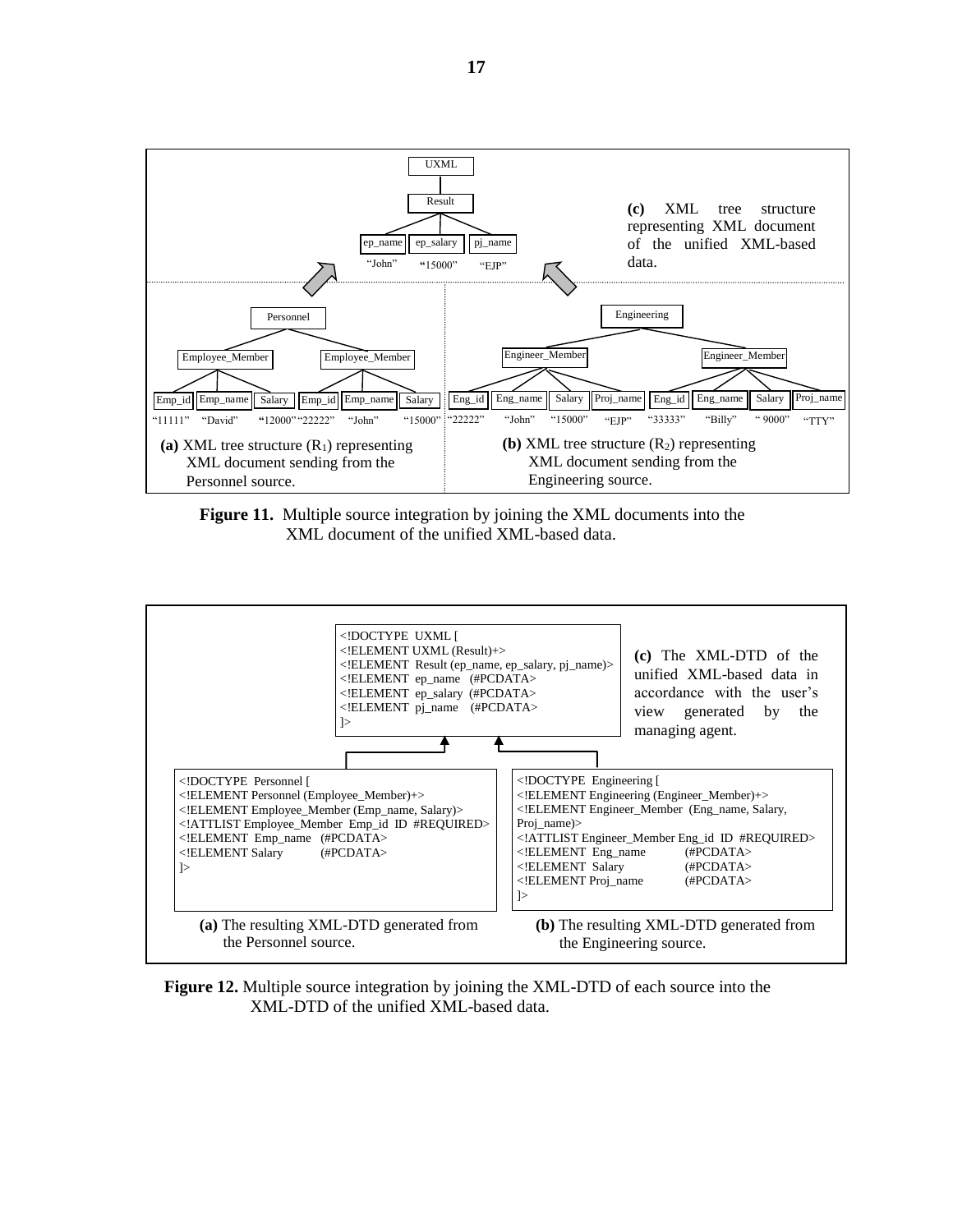UXML

Result

ep_name | ep_salary | pj_name

"John" "15000" "EJP"

**(c)** XML tree structure representing XML document of the unified XML-based data.

Personnel

Employee_Member | Employee_Member

Emp_id | Emp_name | Salary | Emp_id | Emp_name | Salary

"11111" "David" "12000" "22222" "John" "15000"

**(a)** XML tree structure ($R_1$) representing XML document sending from the Personnel source.

Engineering

Engineer_Member | Engineer_Member

Eng_id | Eng_name | Salary | Proj_name | Eng_id | Eng_name | Salary | Proj_name

"22222" "John" "15000" "EJP" "33333" "Billy" " 9000" "TTY"

**(b)** XML tree structure ($R_2$) representing XML document sending from the Engineering source.

**Figure 11.** Multiple source integration by joining the XML documents into the XML document of the unified XML-based data.

```
<!DOCTYPE UXML [
<!ELEMENT UXML (Result)+>
<!ELEMENT Result (ep_name, ep_salary, pj_name)>
<!ELEMENT ep_name (#PCDATA>
<!ELEMENT ep_salary (#PCDATA>
<!ELEMENT pj_name (#PCDATA>
]>
```

**(c)** The XML-DTD of the unified XML-based data in accordance with the user's view generated by the managing agent.

```
<!DOCTYPE Personnel [
<!ELEMENT Personnel (Employee_Member)+>
<!ELEMENT Employee_Member (Emp_name, Salary)>
<!ATTLIST Employee_Member Emp_id ID #REQUIRED>
<!ELEMENT Emp_name (#PCDATA>
<!ELEMENT Salary (#PCDATA>
]>
```

**(a)** The resulting XML-DTD generated from the Personnel source.

```
<!DOCTYPE Engineering [
<!ELEMENT Engineering (Engineer_Member)+>
<!ELEMENT Engineer_Member (Eng_name, Salary,
Proj_name)>
<!ATTLIST Engineer_Member Eng_id ID #REQUIRED>
<!ELEMENT Eng_name (#PCDATA>
<!ELEMENT Salary (#PCDATA>
<!ELEMENT Proj_name (#PCDATA>
]>
```

**(b)** The resulting XML-DTD generated from the Engineering source.

**Figure 12.** Multiple source integration by joining the XML-DTD of each source into the XML-DTD of the unified XML-based data.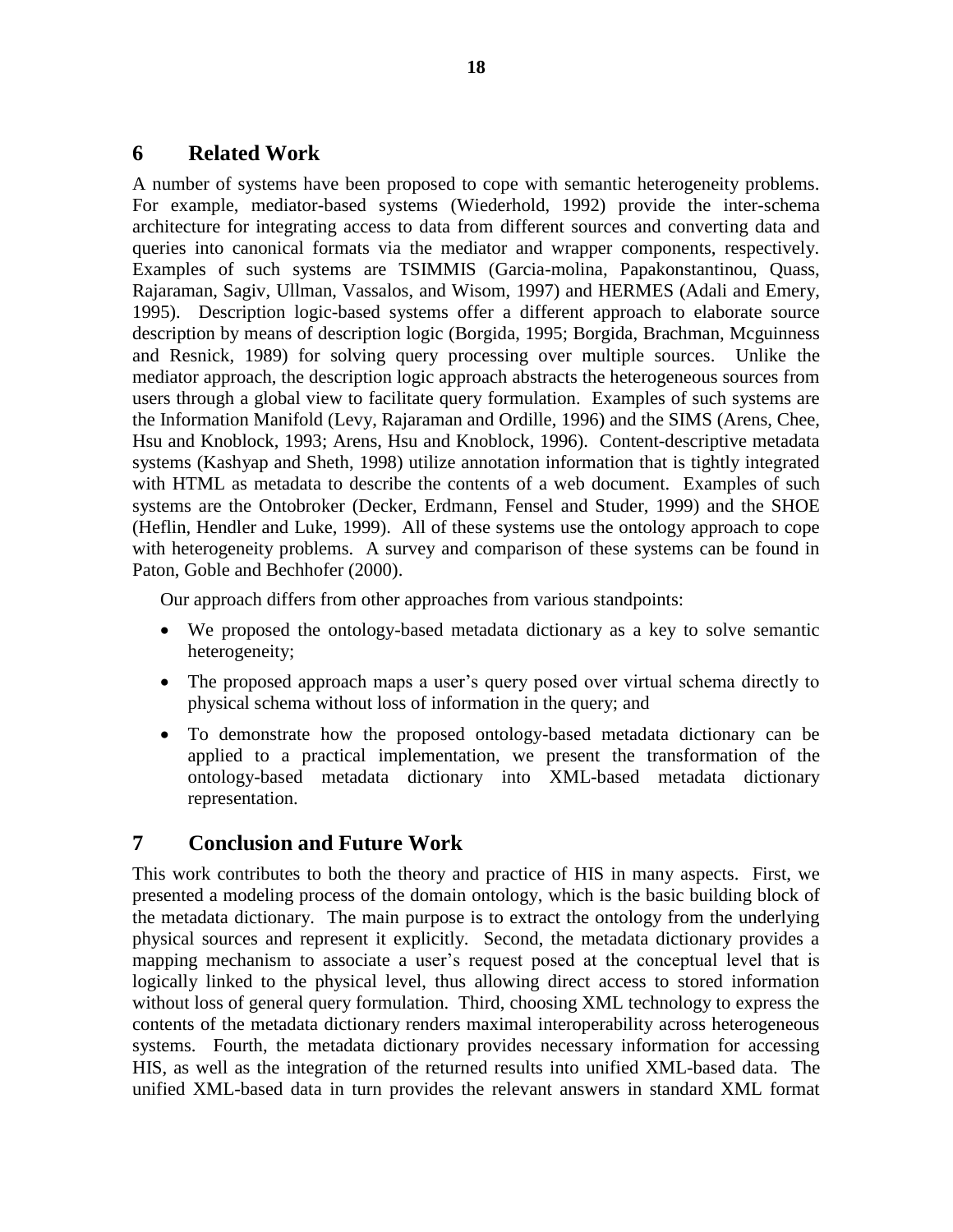## 6 Related Work

A number of systems have been proposed to cope with semantic heterogeneity problems. For example, mediator-based systems (Wiederhold, 1992) provide the inter-schema architecture for integrating access to data from different sources and converting data and queries into canonical formats via the mediator and wrapper components, respectively. Examples of such systems are TSIMMIS (Garcia-molina, Papakonstantinou, Quass, Rajaraman, Sagiv, Ullman, Vassalos, and Wisom, 1997) and HERMES (Adali and Emery, 1995). Description logic-based systems offer a different approach to elaborate source description by means of description logic (Borgida, 1995; Borgida, Brachman, Mcguinness and Resnick, 1989) for solving query processing over multiple sources. Unlike the mediator approach, the description logic approach abstracts the heterogeneous sources from users through a global view to facilitate query formulation. Examples of such systems are the Information Manifold (Levy, Rajaraman and Ordille, 1996) and the SIMS (Arens, Chee, Hsu and Knoblock, 1993; Arens, Hsu and Knoblock, 1996). Content-descriptive metadata systems (Kashyap and Sheth, 1998) utilize annotation information that is tightly integrated with HTML as metadata to describe the contents of a web document. Examples of such systems are the Ontobroker (Decker, Erdmann, Fensel and Studer, 1999) and the SHOE (Heflin, Hendler and Luke, 1999). All of these systems use the ontology approach to cope with heterogeneity problems. A survey and comparison of these systems can be found in Paton, Goble and Bechhofer (2000).

Our approach differs from other approaches from various standpoints:

- We proposed the ontology-based metadata dictionary as a key to solve semantic heterogeneity;
- The proposed approach maps a user's query posed over virtual schema directly to physical schema without loss of information in the query; and
- To demonstrate how the proposed ontology-based metadata dictionary can be applied to a practical implementation, we present the transformation of the ontology-based metadata dictionary into XML-based metadata dictionary representation.

## 7 Conclusion and Future Work

This work contributes to both the theory and practice of HIS in many aspects. First, we presented a modeling process of the domain ontology, which is the basic building block of the metadata dictionary. The main purpose is to extract the ontology from the underlying physical sources and represent it explicitly. Second, the metadata dictionary provides a mapping mechanism to associate a user's request posed at the conceptual level that is logically linked to the physical level, thus allowing direct access to stored information without loss of general query formulation. Third, choosing XML technology to express the contents of the metadata dictionary renders maximal interoperability across heterogeneous systems. Fourth, the metadata dictionary provides necessary information for accessing HIS, as well as the integration of the returned results into unified XML-based data. The unified XML-based data in turn provides the relevant answers in standard XML format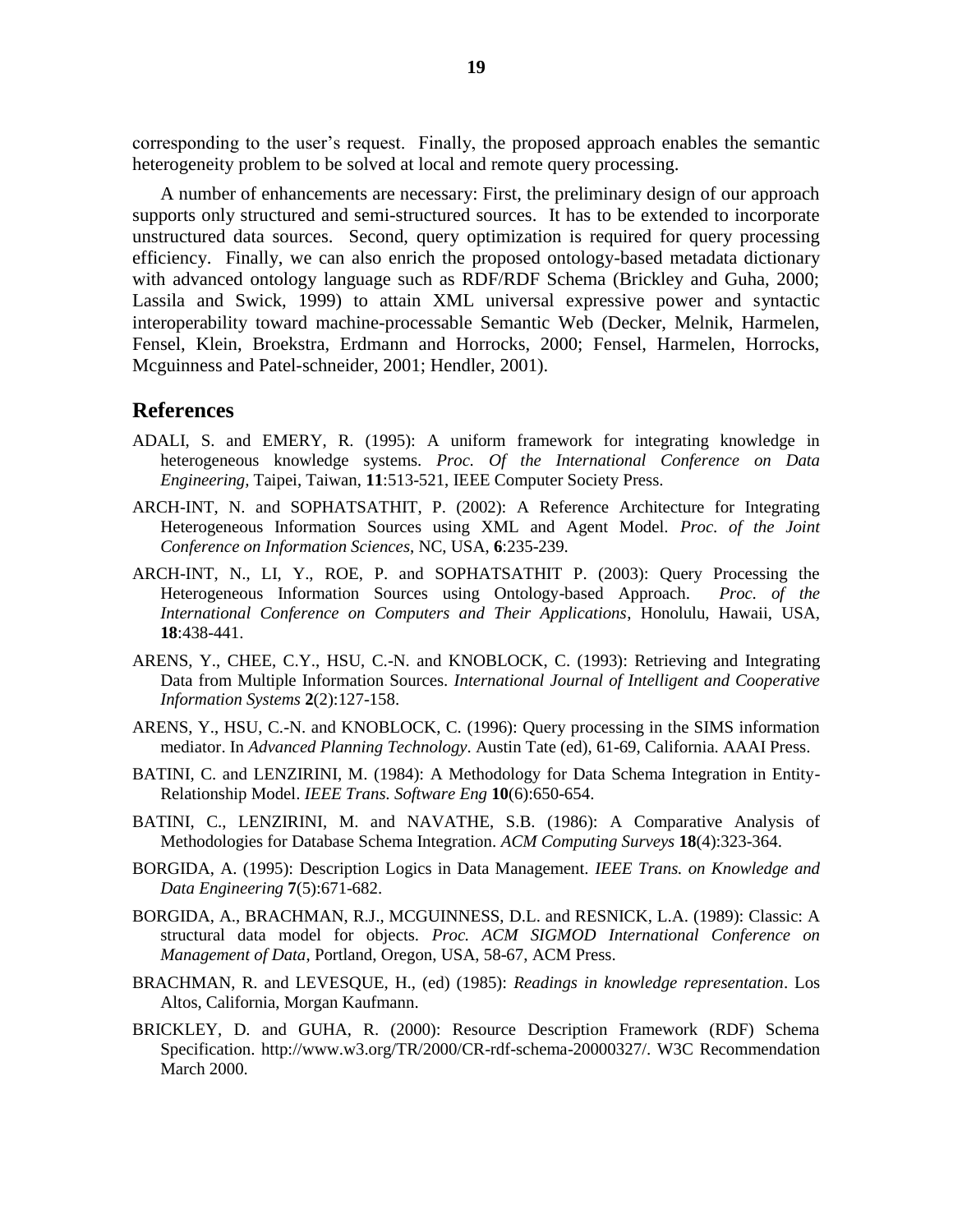corresponding to the user's request. Finally, the proposed approach enables the semantic heterogeneity problem to be solved at local and remote query processing.

A number of enhancements are necessary: First, the preliminary design of our approach supports only structured and semi-structured sources. It has to be extended to incorporate unstructured data sources. Second, query optimization is required for query processing efficiency. Finally, we can also enrich the proposed ontology-based metadata dictionary with advanced ontology language such as RDF/RDF Schema (Brickley and Guha, 2000; Lassila and Swick, 1999) to attain XML universal expressive power and syntactic interoperability toward machine-processable Semantic Web (Decker, Melnik, Harmelen, Fensel, Klein, Broekstra, Erdmann and Horrocks, 2000; Fensel, Harmelen, Horrocks, Mcguinness and Patel-schneider, 2001; Hendler, 2001).

## References

ADALI, S. and EMERY, R. (1995): A uniform framework for integrating knowledge in heterogeneous knowledge systems. *Proc. Of the International Conference on Data Engineering,* Taipei, Taiwan, **11**:513-521, IEEE Computer Society Press.

ARCH-INT, N. and SOPHATSATHIT, P. (2002): A Reference Architecture for Integrating Heterogeneous Information Sources using XML and Agent Model. *Proc. of the Joint Conference on Information Sciences*, NC, USA, **6**:235-239.

ARCH-INT, N., LI, Y., ROE, P. and SOPHATSATHIT P. (2003): Query Processing the Heterogeneous Information Sources using Ontology-based Approach. *Proc. of the International Conference on Computers and Their Applications*, Honolulu, Hawaii, USA, **18**:438-441.

ARENS, Y., CHEE, C.Y., HSU, C.-N. and KNOBLOCK, C. (1993): Retrieving and Integrating Data from Multiple Information Sources. *International Journal of Intelligent and Cooperative Information Systems* **2**(2):127-158.

ARENS, Y., HSU, C.-N. and KNOBLOCK, C. (1996): Query processing in the SIMS information mediator. In *Advanced Planning Technology*. Austin Tate (ed), 61-69, California. AAAI Press.

BATINI, C. and LENZIRINI, M. (1984): A Methodology for Data Schema Integration in Entity-Relationship Model. *IEEE Trans. Software Eng* **10**(6):650-654.

BATINI, C., LENZIRINI, M. and NAVATHE, S.B. (1986): A Comparative Analysis of Methodologies for Database Schema Integration. *ACM Computing Surveys* **18**(4):323-364.

BORGIDA, A. (1995): Description Logics in Data Management. *IEEE Trans. on Knowledge and Data Engineering* **7**(5):671-682.

BORGIDA, A., BRACHMAN, R.J., MCGUINNESS, D.L. and RESNICK, L.A. (1989): Classic: A structural data model for objects. *Proc. ACM SIGMOD International Conference on Management of Data*, Portland, Oregon, USA, 58-67, ACM Press.

BRACHMAN, R. and LEVESQUE, H., (ed) (1985): *Readings in knowledge representation*. Los Altos, California, Morgan Kaufmann.

BRICKLEY, D. and GUHA, R. (2000): Resource Description Framework (RDF) Schema Specification. http://www.w3.org/TR/2000/CR-rdf-schema-20000327/. W3C Recommendation March 2000.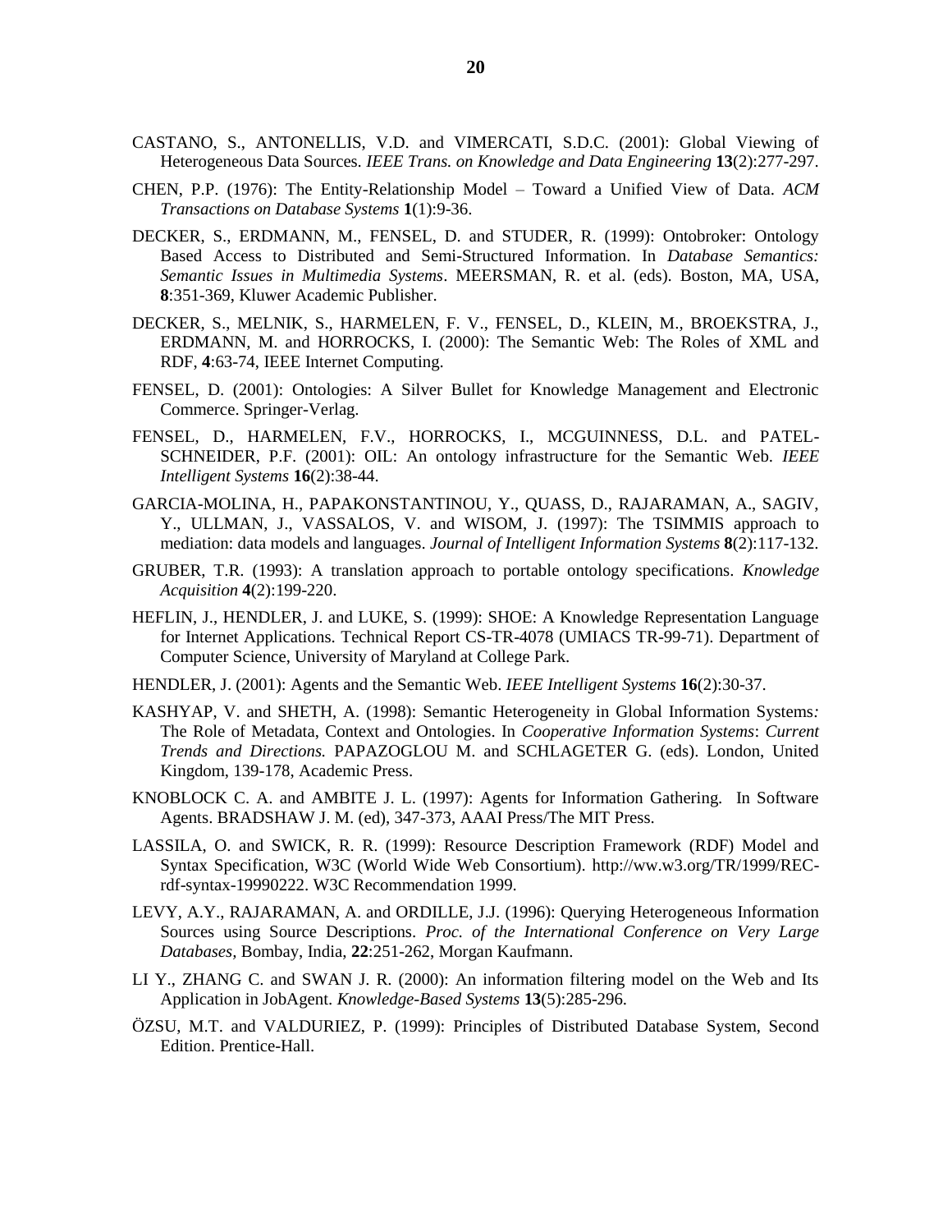CASTANO, S., ANTONELLIS, V.D. and VIMERCATI, S.D.C. (2001): Global Viewing of Heterogeneous Data Sources. *IEEE Trans. on Knowledge and Data Engineering* **13**(2):277-297.

CHEN, P.P. (1976): The Entity-Relationship Model – Toward a Unified View of Data. *ACM Transactions on Database Systems* **1**(1):9-36.

DECKER, S., ERDMANN, M., FENSEL, D. and STUDER, R. (1999): Ontobroker: Ontology Based Access to Distributed and Semi-Structured Information. In *Database Semantics: Semantic Issues in Multimedia Systems*. MEERSMAN, R. et al. (eds). Boston, MA, USA, **8**:351-369, Kluwer Academic Publisher.

DECKER, S., MELNIK, S., HARMELEN, F. V., FENSEL, D., KLEIN, M., BROEKSTRA, J., ERDMANN, M. and HORROCKS, I. (2000): The Semantic Web: The Roles of XML and RDF, **4**:63-74, IEEE Internet Computing.

FENSEL, D. (2001): Ontologies: A Silver Bullet for Knowledge Management and Electronic Commerce. Springer-Verlag.

FENSEL, D., HARMELEN, F.V., HORROCKS, I., MCGUINNESS, D.L. and PATEL-SCHNEIDER, P.F. (2001): OIL: An ontology infrastructure for the Semantic Web. *IEEE Intelligent Systems* **16**(2):38-44.

GARCIA-MOLINA, H., PAPAKONSTANTINOU, Y., QUASS, D., RAJARAMAN, A., SAGIV, Y., ULLMAN, J., VASSALOS, V. and WISOM, J. (1997): The TSIMMIS approach to mediation: data models and languages. *Journal of Intelligent Information Systems* **8**(2):117-132.

GRUBER, T.R. (1993): A translation approach to portable ontology specifications. *Knowledge Acquisition* **4**(2):199-220.

HEFLIN, J., HENDLER, J. and LUKE, S. (1999): SHOE: A Knowledge Representation Language for Internet Applications. Technical Report CS-TR-4078 (UMIACS TR-99-71). Department of Computer Science, University of Maryland at College Park.

HENDLER, J. (2001): Agents and the Semantic Web. *IEEE Intelligent Systems* **16**(2):30-37.

KASHYAP, V. and SHETH, A. (1998): Semantic Heterogeneity in Global Information Systems*:* The Role of Metadata, Context and Ontologies. In *Cooperative Information Systems*: *Current Trends and Directions.* PAPAZOGLOU M. and SCHLAGETER G. (eds). London, United Kingdom, 139-178, Academic Press.

KNOBLOCK C. A. and AMBITE J. L. (1997): Agents for Information Gathering. In Software Agents. BRADSHAW J. M. (ed), 347-373, AAAI Press/The MIT Press.

LASSILA, O. and SWICK, R. R. (1999): Resource Description Framework (RDF) Model and Syntax Specification, W3C (World Wide Web Consortium). http://ww.w3.org/TR/1999/REC-rdf-syntax-19990222. W3C Recommendation 1999.

LEVY, A.Y., RAJARAMAN, A. and ORDILLE, J.J. (1996): Querying Heterogeneous Information Sources using Source Descriptions. *Proc. of the International Conference on Very Large Databases,* Bombay, India, **22**:251-262, Morgan Kaufmann.

LI Y., ZHANG C. and SWAN J. R. (2000): An information filtering model on the Web and Its Application in JobAgent. *Knowledge-Based Systems* **13**(5):285-296.

ÖZSU, M.T. and VALDURIEZ, P. (1999): Principles of Distributed Database System, Second Edition. Prentice-Hall.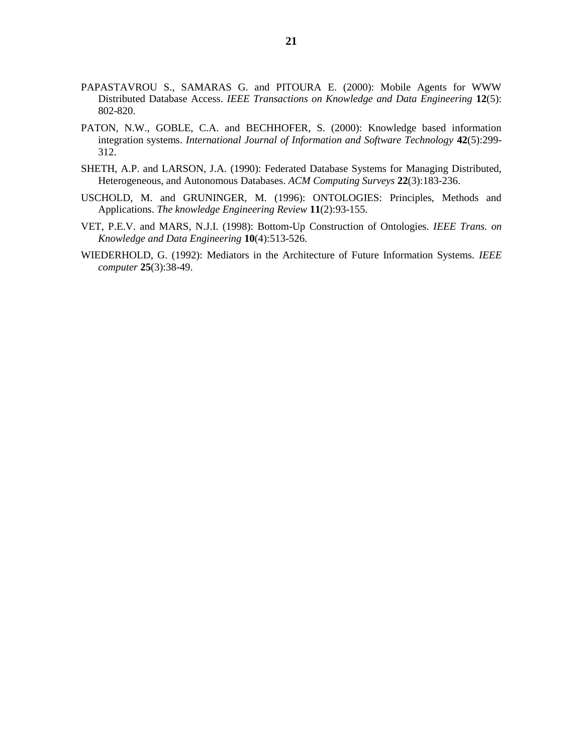PAPASTAVROU S., SAMARAS G. and PITOURA E. (2000): Mobile Agents for WWW Distributed Database Access. *IEEE Transactions on Knowledge and Data Engineering* **12**(5): 802-820.

PATON, N.W., GOBLE, C.A. and BECHHOFER, S. (2000): Knowledge based information integration systems. *International Journal of Information and Software Technology* **42**(5):299-312.

SHETH, A.P. and LARSON, J.A. (1990): Federated Database Systems for Managing Distributed, Heterogeneous, and Autonomous Databases. *ACM Computing Surveys* **22**(3):183-236.

USCHOLD, M. and GRUNINGER, M. (1996): ONTOLOGIES: Principles, Methods and Applications. *The knowledge Engineering Review* **11**(2):93-155.

VET, P.E.V. and MARS, N.J.I. (1998): Bottom-Up Construction of Ontologies. *IEEE Trans. on Knowledge and Data Engineering* **10**(4):513-526.

WIEDERHOLD, G. (1992): Mediators in the Architecture of Future Information Systems. *IEEE computer* **25**(3):38-49.